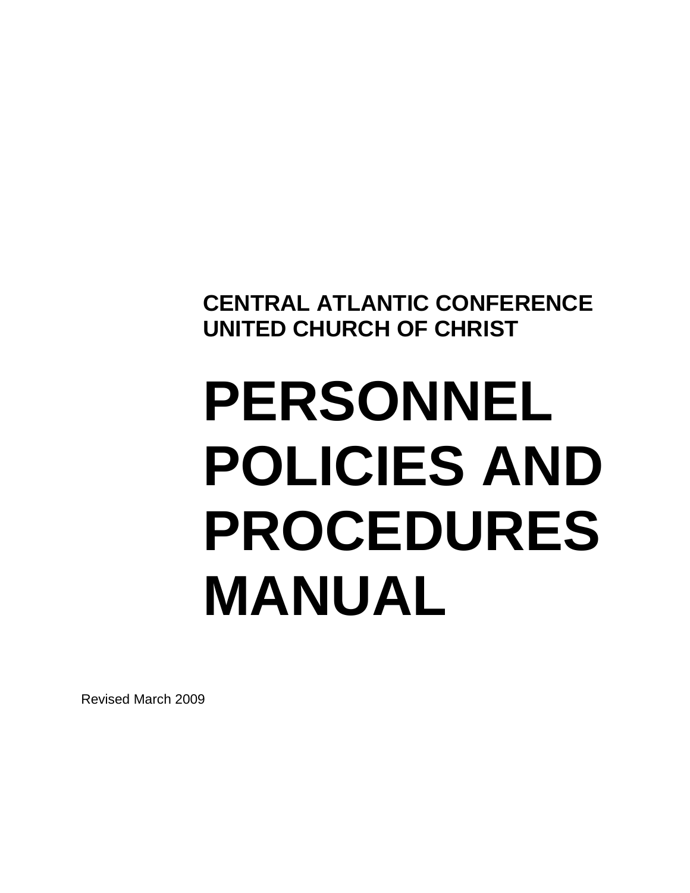**CENTRAL ATLANTIC CONFERENCE**
**UNITED CHURCH OF CHRIST**

# PERSONNEL POLICIES AND PROCEDURES MANUAL

Revised March 2009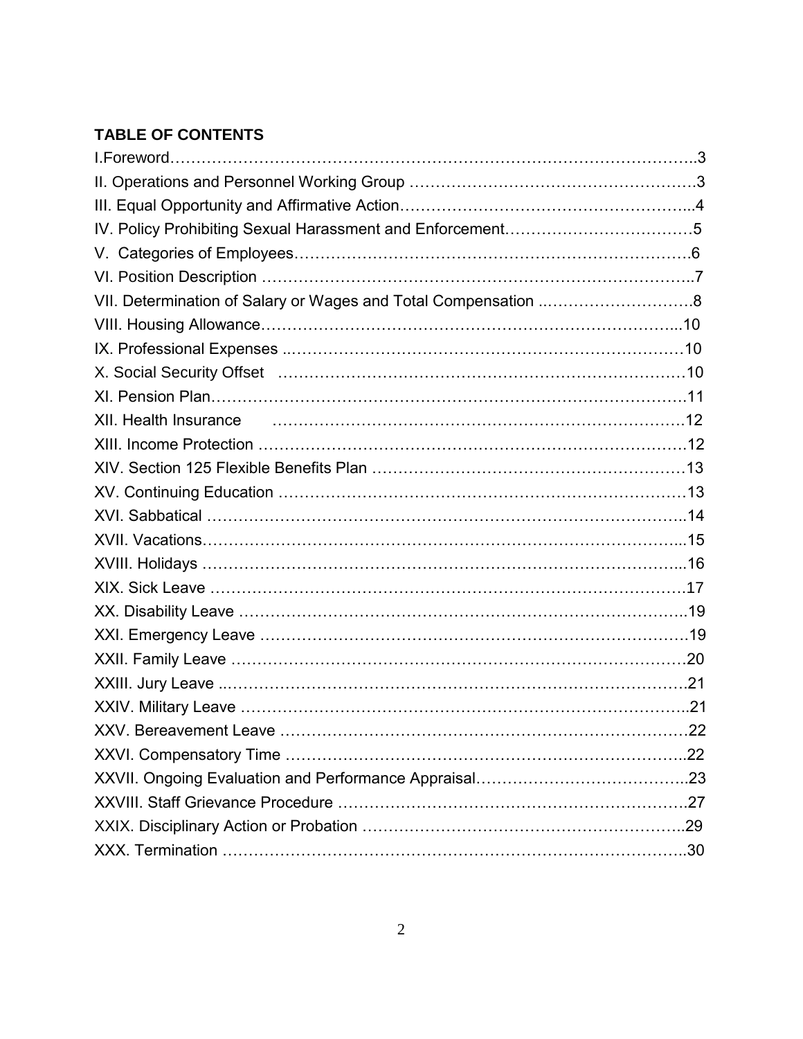## TABLE OF CONTENTS

I.Foreword…………………………………………………………………………………..3
II. Operations and Personnel Working Group ……………………………………………….3
III. Equal Opportunity and Affirmative Action………………………………………………..4
IV. Policy Prohibiting Sexual Harassment and Enforcement………………………………5
V. Categories of Employees…………………………………………………………………6
VI. Position Description …………………………………………………………………...7
VII. Determination of Salary or Wages and Total Compensation ..………………………8
VIII. Housing Allowance……………………………………………………………………...10
IX. Professional Expenses ..…………………………………………………………………10
X. Social Security Offset …………………………………………………………………10
XI. Pension Plan………………………………………………………………………………11
XII. Health Insurance ……………………………………………………………………12
XIII. Income Protection …………………………………………………………………………12
XIV. Section 125 Flexible Benefits Plan ………………………………………………………13
XV. Continuing Education ……………………………………………………………………13
XVI. Sabbatical ………………………………………………………………………………..14
XVII. Vacations………………………………………………………………………………...15
XVIII. Holidays …………………………………………………………………………………...16
XIX. Sick Leave ………………………………………………………………………………….17
XX. Disability Leave ……………………………………………………………………………..19
XXI. Emergency Leave ……………………………………………………………………………19
XXII. Family Leave ……………………………………………………………………………….20
XXIII. Jury Leave ..……………………………………………………………………………….21
XXIV. Military Leave ……………………………………………………………………………..21
XXV. Bereavement Leave ……………………………………………………………………22
XXVI. Compensatory Time ……………………………………………………………………..22
XXVII. Ongoing Evaluation and Performance Appraisal…………………………………..23
XXVIII. Staff Grievance Procedure ……………………………………………………………….27
XXIX. Disciplinary Action or Probation ………………………………………………………..29
XXX. Termination ………………………………………………………………………………..30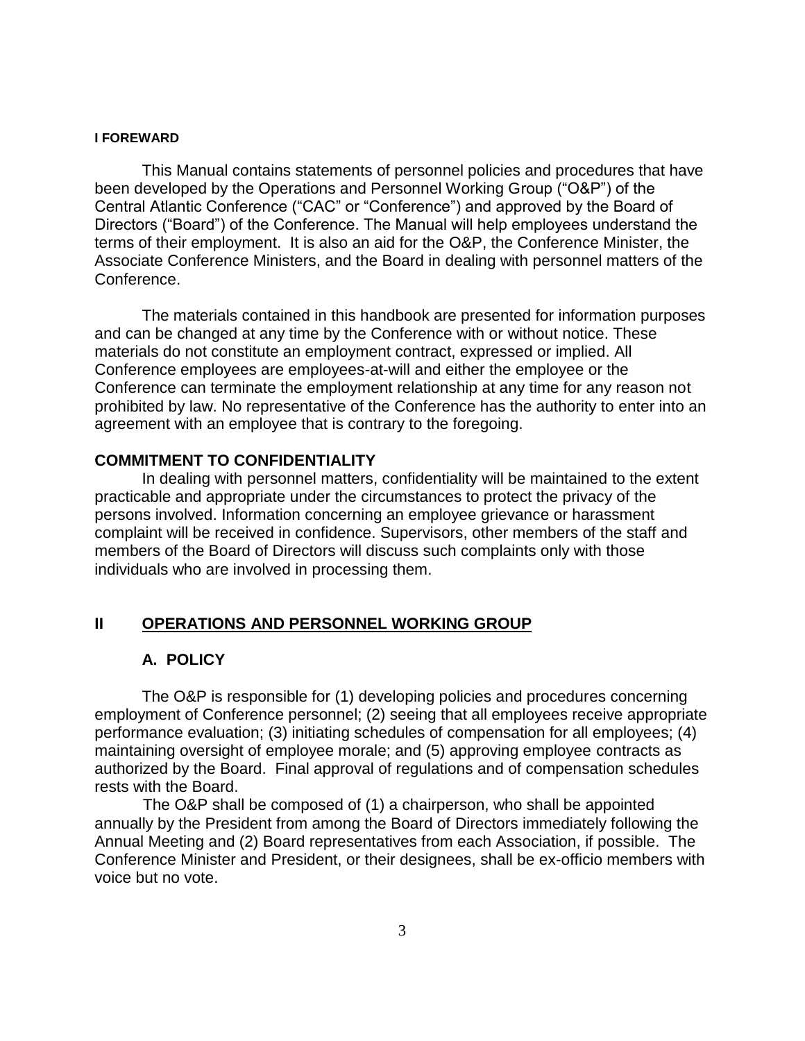## I FOREWARD

This Manual contains statements of personnel policies and procedures that have been developed by the Operations and Personnel Working Group ("O&P") of the Central Atlantic Conference ("CAC" or "Conference") and approved by the Board of Directors ("Board") of the Conference. The Manual will help employees understand the terms of their employment. It is also an aid for the O&P, the Conference Minister, the Associate Conference Ministers, and the Board in dealing with personnel matters of the Conference.

The materials contained in this handbook are presented for information purposes and can be changed at any time by the Conference with or without notice. These materials do not constitute an employment contract, expressed or implied. All Conference employees are employees-at-will and either the employee or the Conference can terminate the employment relationship at any time for any reason not prohibited by law. No representative of the Conference has the authority to enter into an agreement with an employee that is contrary to the foregoing.

### COMMITMENT TO CONFIDENTIALITY

In dealing with personnel matters, confidentiality will be maintained to the extent practicable and appropriate under the circumstances to protect the privacy of the persons involved. Information concerning an employee grievance or harassment complaint will be received in confidence. Supervisors, other members of the staff and members of the Board of Directors will discuss such complaints only with those individuals who are involved in processing them.

## II OPERATIONS AND PERSONNEL WORKING GROUP

### A. POLICY

The O&P is responsible for (1) developing policies and procedures concerning employment of Conference personnel; (2) seeing that all employees receive appropriate performance evaluation; (3) initiating schedules of compensation for all employees; (4) maintaining oversight of employee morale; and (5) approving employee contracts as authorized by the Board. Final approval of regulations and of compensation schedules rests with the Board.

The O&P shall be composed of (1) a chairperson, who shall be appointed annually by the President from among the Board of Directors immediately following the Annual Meeting and (2) Board representatives from each Association, if possible. The Conference Minister and President, or their designees, shall be ex-officio members with voice but no vote.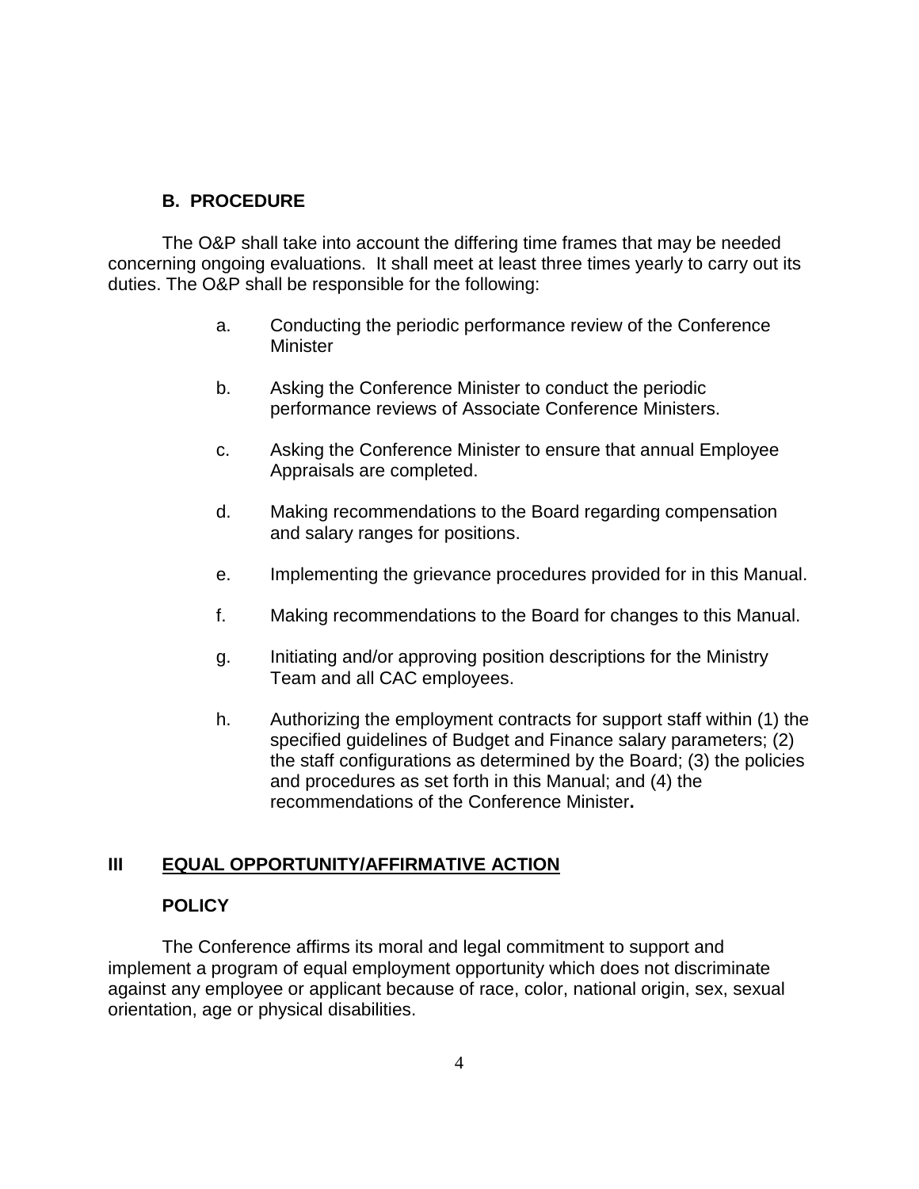### B. PROCEDURE

The O&P shall take into account the differing time frames that may be needed concerning ongoing evaluations. It shall meet at least three times yearly to carry out its duties. The O&P shall be responsible for the following:

a. Conducting the periodic performance review of the Conference Minister

b. Asking the Conference Minister to conduct the periodic performance reviews of Associate Conference Ministers.

c. Asking the Conference Minister to ensure that annual Employee Appraisals are completed.

d. Making recommendations to the Board regarding compensation and salary ranges for positions.

e. Implementing the grievance procedures provided for in this Manual.

f. Making recommendations to the Board for changes to this Manual.

g. Initiating and/or approving position descriptions for the Ministry Team and all CAC employees.

h. Authorizing the employment contracts for support staff within (1) the specified guidelines of Budget and Finance salary parameters; (2) the staff configurations as determined by the Board; (3) the policies and procedures as set forth in this Manual; and (4) the recommendations of the Conference Minister**.**

## III EQUAL OPPORTUNITY/AFFIRMATIVE ACTION

### POLICY

The Conference affirms its moral and legal commitment to support and implement a program of equal employment opportunity which does not discriminate against any employee or applicant because of race, color, national origin, sex, sexual orientation, age or physical disabilities.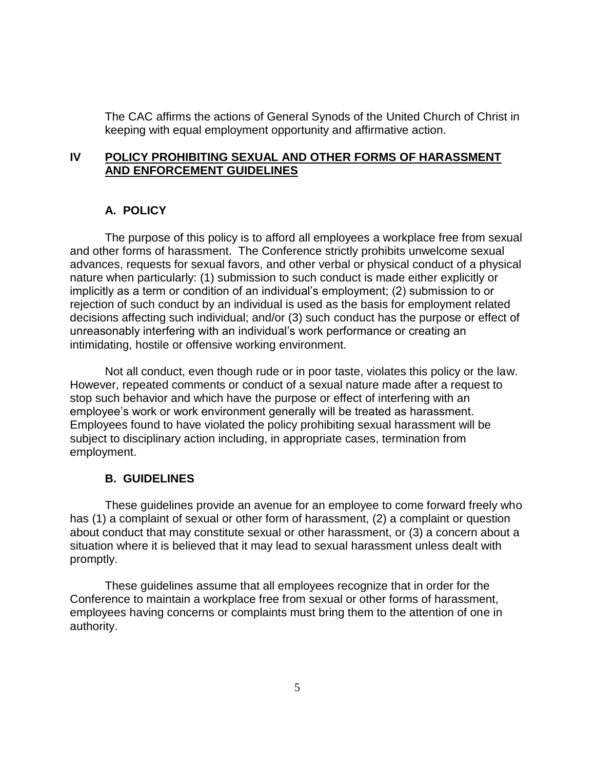The CAC affirms the actions of General Synods of the United Church of Christ in keeping with equal employment opportunity and affirmative action.

## IV POLICY PROHIBITING SEXUAL AND OTHER FORMS OF HARASSMENT AND ENFORCEMENT GUIDELINES

### A. POLICY

The purpose of this policy is to afford all employees a workplace free from sexual and other forms of harassment. The Conference strictly prohibits unwelcome sexual advances, requests for sexual favors, and other verbal or physical conduct of a physical nature when particularly: (1) submission to such conduct is made either explicitly or implicitly as a term or condition of an individual's employment; (2) submission to or rejection of such conduct by an individual is used as the basis for employment related decisions affecting such individual; and/or (3) such conduct has the purpose or effect of unreasonably interfering with an individual's work performance or creating an intimidating, hostile or offensive working environment.

Not all conduct, even though rude or in poor taste, violates this policy or the law. However, repeated comments or conduct of a sexual nature made after a request to stop such behavior and which have the purpose or effect of interfering with an employee's work or work environment generally will be treated as harassment. Employees found to have violated the policy prohibiting sexual harassment will be subject to disciplinary action including, in appropriate cases, termination from employment.

### B. GUIDELINES

These guidelines provide an avenue for an employee to come forward freely who has (1) a complaint of sexual or other form of harassment, (2) a complaint or question about conduct that may constitute sexual or other harassment, or (3) a concern about a situation where it is believed that it may lead to sexual harassment unless dealt with promptly.

These guidelines assume that all employees recognize that in order for the Conference to maintain a workplace free from sexual or other forms of harassment, employees having concerns or complaints must bring them to the attention of one in authority.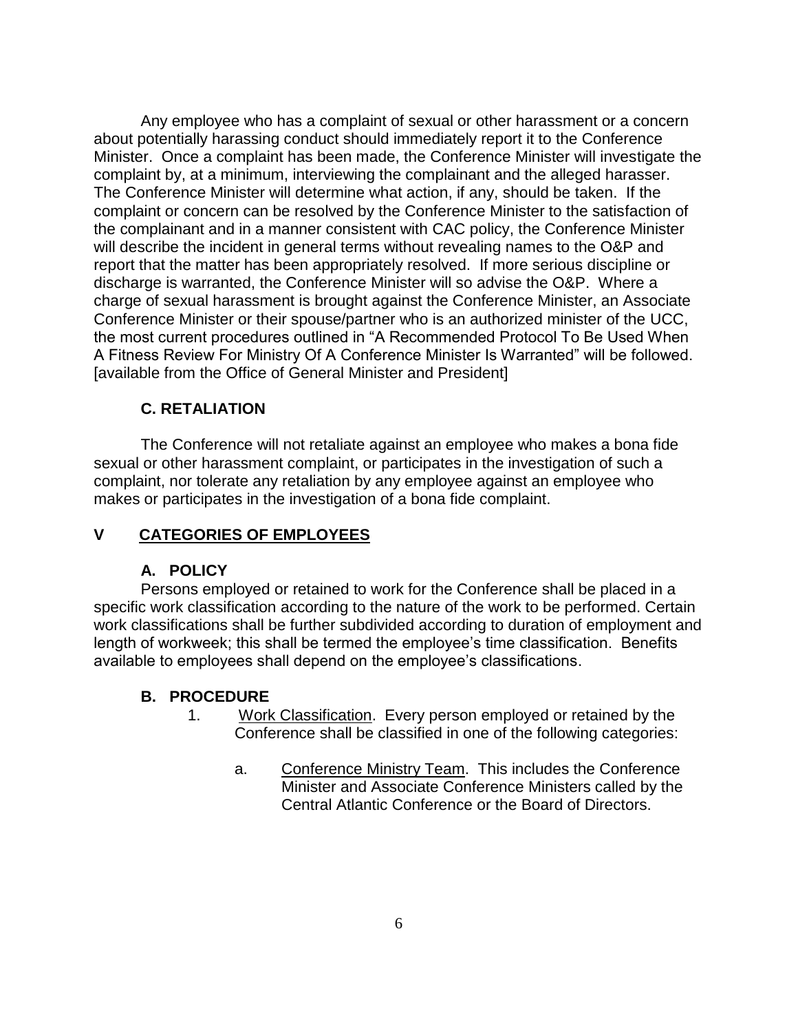Any employee who has a complaint of sexual or other harassment or a concern about potentially harassing conduct should immediately report it to the Conference Minister. Once a complaint has been made, the Conference Minister will investigate the complaint by, at a minimum, interviewing the complainant and the alleged harasser. The Conference Minister will determine what action, if any, should be taken. If the complaint or concern can be resolved by the Conference Minister to the satisfaction of the complainant and in a manner consistent with CAC policy, the Conference Minister will describe the incident in general terms without revealing names to the O&P and report that the matter has been appropriately resolved. If more serious discipline or discharge is warranted, the Conference Minister will so advise the O&P. Where a charge of sexual harassment is brought against the Conference Minister, an Associate Conference Minister or their spouse/partner who is an authorized minister of the UCC, the most current procedures outlined in "A Recommended Protocol To Be Used When A Fitness Review For Ministry Of A Conference Minister Is Warranted" will be followed. [available from the Office of General Minister and President]

### C. RETALIATION

The Conference will not retaliate against an employee who makes a bona fide sexual or other harassment complaint, or participates in the investigation of such a complaint, nor tolerate any retaliation by any employee against an employee who makes or participates in the investigation of a bona fide complaint.

## V CATEGORIES OF EMPLOYEES

### A. POLICY

Persons employed or retained to work for the Conference shall be placed in a specific work classification according to the nature of the work to be performed. Certain work classifications shall be further subdivided according to duration of employment and length of workweek; this shall be termed the employee's time classification. Benefits available to employees shall depend on the employee's classifications.

### B. PROCEDURE

1. Work Classification. Every person employed or retained by the Conference shall be classified in one of the following categories:

   a. Conference Ministry Team. This includes the Conference Minister and Associate Conference Ministers called by the Central Atlantic Conference or the Board of Directors.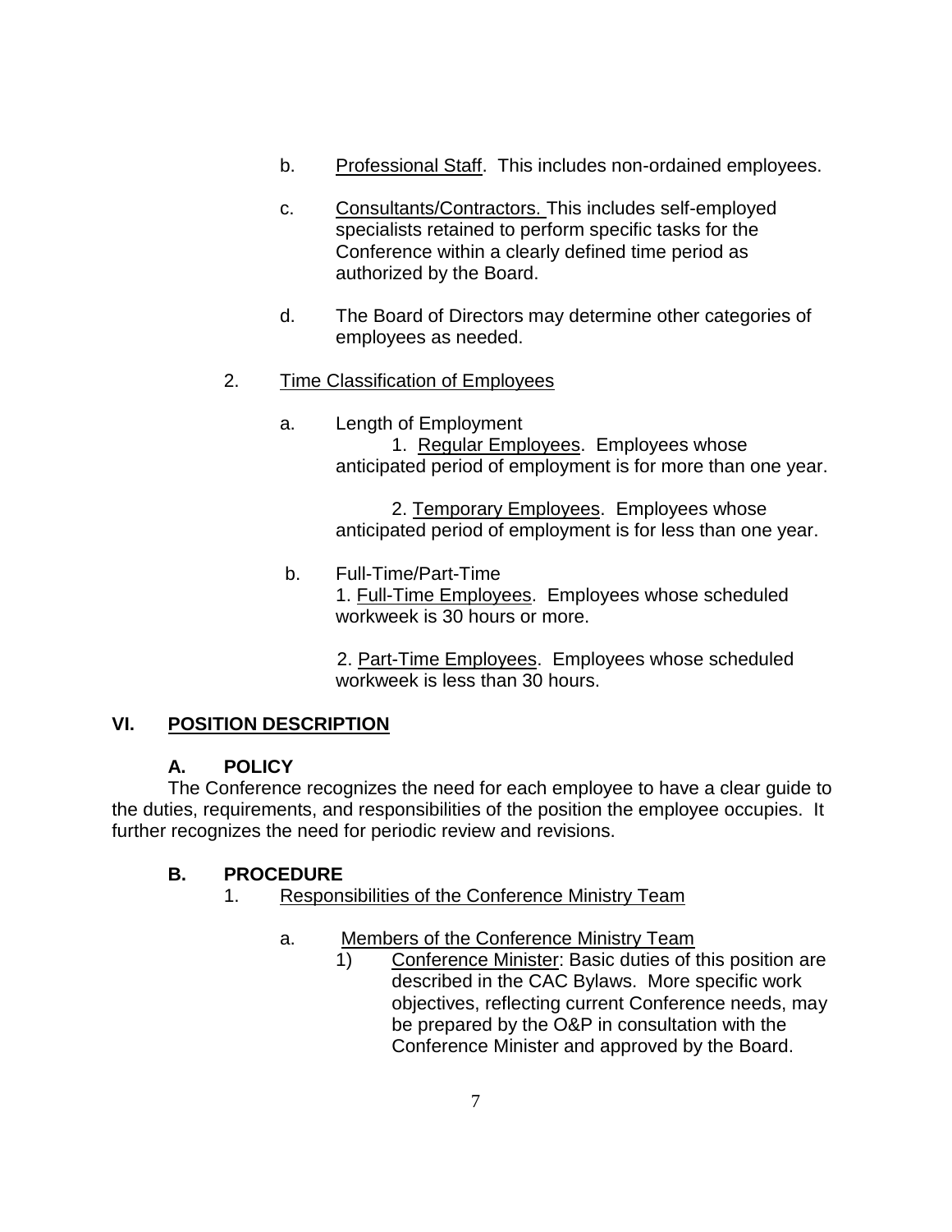b. Professional Staff. This includes non-ordained employees.

c. Consultants/Contractors. This includes self-employed specialists retained to perform specific tasks for the Conference within a clearly defined time period as authorized by the Board.

d. The Board of Directors may determine other categories of employees as needed.

2. Time Classification of Employees

a. Length of Employment

1. Regular Employees. Employees whose anticipated period of employment is for more than one year.

2. Temporary Employees. Employees whose anticipated period of employment is for less than one year.

b. Full-Time/Part-Time

1. Full-Time Employees. Employees whose scheduled workweek is 30 hours or more.

2. Part-Time Employees. Employees whose scheduled workweek is less than 30 hours.

## VI. POSITION DESCRIPTION

### A. POLICY

The Conference recognizes the need for each employee to have a clear guide to the duties, requirements, and responsibilities of the position the employee occupies. It further recognizes the need for periodic review and revisions.

### B. PROCEDURE

1. Responsibilities of the Conference Ministry Team

a. Members of the Conference Ministry Team

1) Conference Minister: Basic duties of this position are described in the CAC Bylaws. More specific work objectives, reflecting current Conference needs, may be prepared by the O&P in consultation with the Conference Minister and approved by the Board.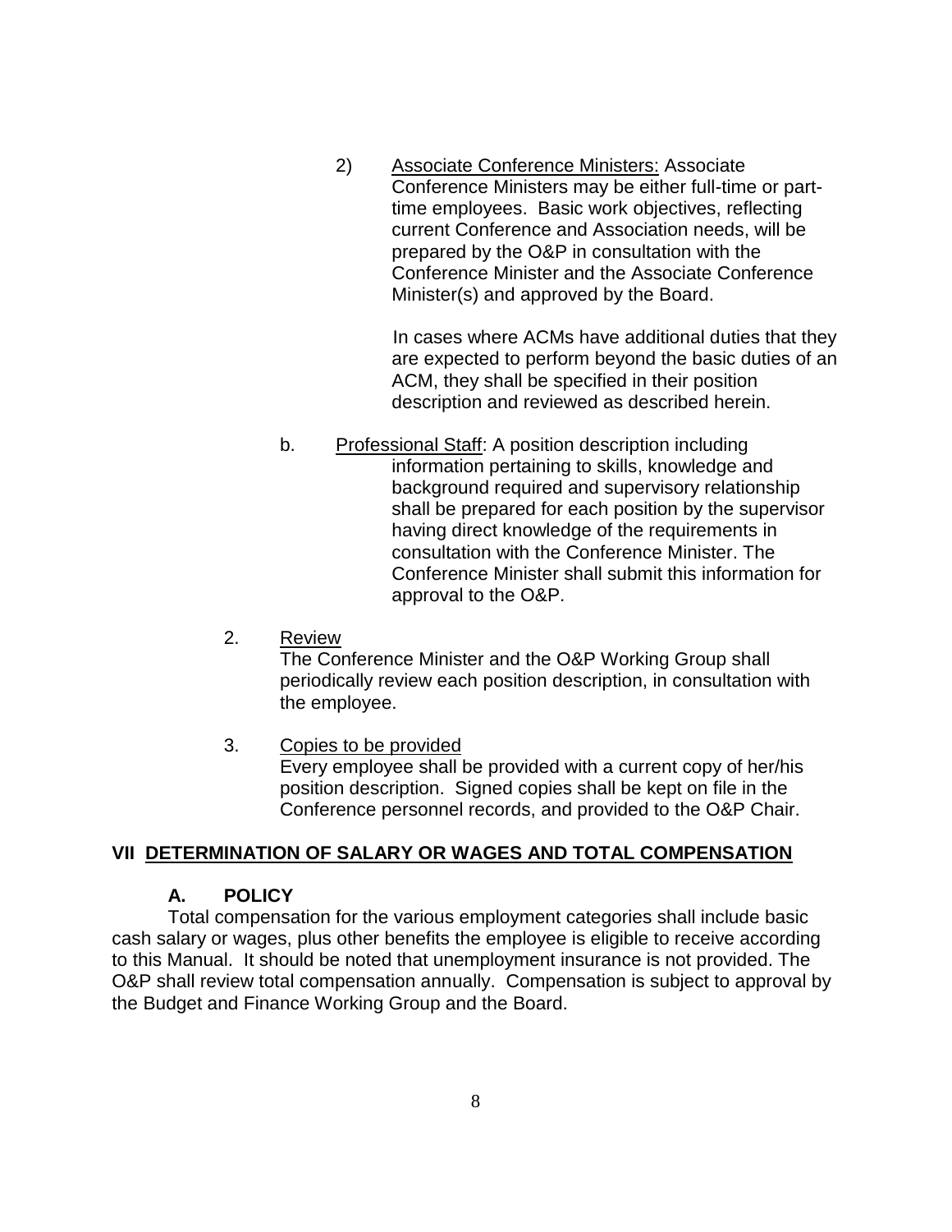2) Associate Conference Ministers: Associate Conference Ministers may be either full-time or part-time employees. Basic work objectives, reflecting current Conference and Association needs, will be prepared by the O&P in consultation with the Conference Minister and the Associate Conference Minister(s) and approved by the Board.

In cases where ACMs have additional duties that they are expected to perform beyond the basic duties of an ACM, they shall be specified in their position description and reviewed as described herein.

b. Professional Staff: A position description including information pertaining to skills, knowledge and background required and supervisory relationship shall be prepared for each position by the supervisor having direct knowledge of the requirements in consultation with the Conference Minister. The Conference Minister shall submit this information for approval to the O&P.

2. Review
The Conference Minister and the O&P Working Group shall periodically review each position description, in consultation with the employee.

3. Copies to be provided
Every employee shall be provided with a current copy of her/his position description. Signed copies shall be kept on file in the Conference personnel records, and provided to the O&P Chair.

## VII DETERMINATION OF SALARY OR WAGES AND TOTAL COMPENSATION

### A. POLICY

Total compensation for the various employment categories shall include basic cash salary or wages, plus other benefits the employee is eligible to receive according to this Manual. It should be noted that unemployment insurance is not provided. The O&P shall review total compensation annually. Compensation is subject to approval by the Budget and Finance Working Group and the Board.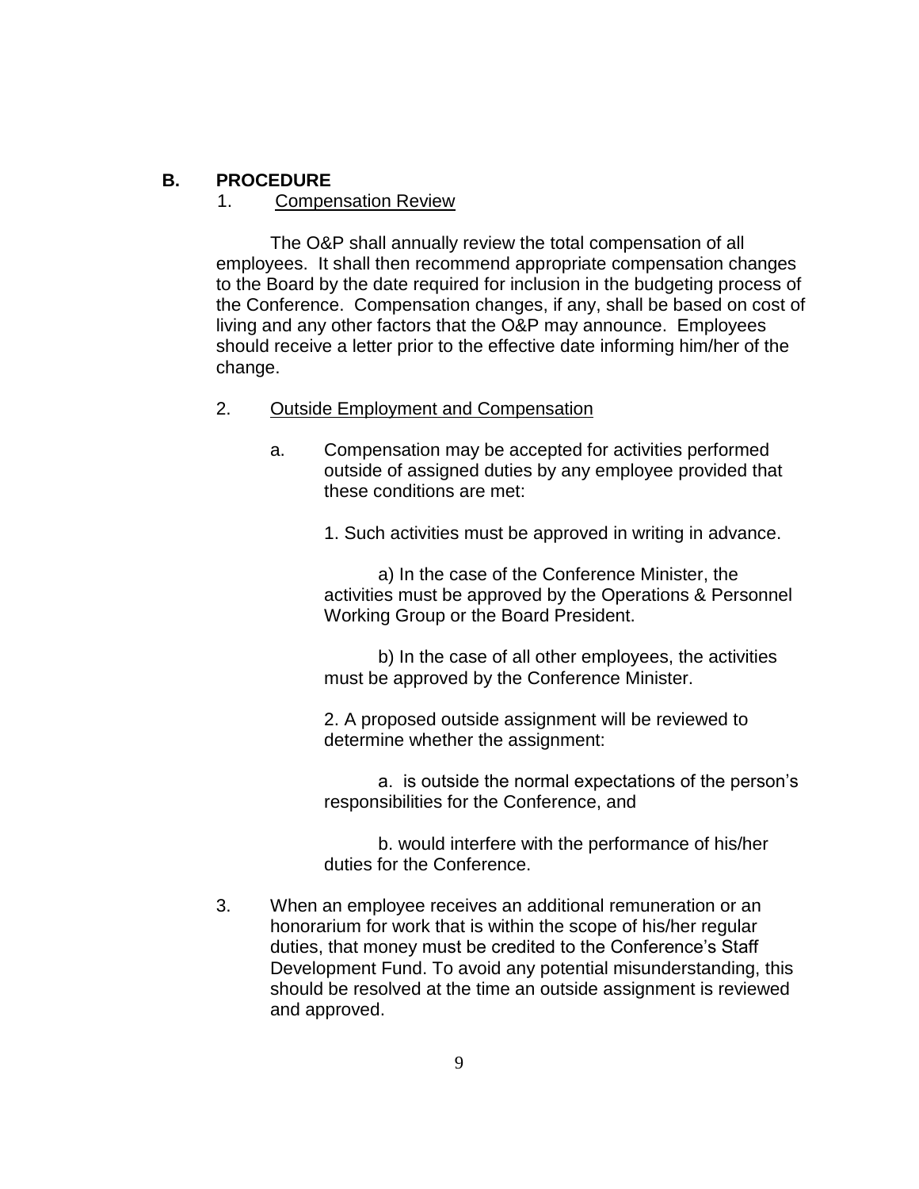## B. PROCEDURE

1. Compensation Review

The O&P shall annually review the total compensation of all employees. It shall then recommend appropriate compensation changes to the Board by the date required for inclusion in the budgeting process of the Conference. Compensation changes, if any, shall be based on cost of living and any other factors that the O&P may announce. Employees should receive a letter prior to the effective date informing him/her of the change.

2. Outside Employment and Compensation

   a. Compensation may be accepted for activities performed outside of assigned duties by any employee provided that these conditions are met:

      1. Such activities must be approved in writing in advance.

         a) In the case of the Conference Minister, the activities must be approved by the Operations & Personnel Working Group or the Board President.

         b) In the case of all other employees, the activities must be approved by the Conference Minister.

      2. A proposed outside assignment will be reviewed to determine whether the assignment:

         a. is outside the normal expectations of the person's responsibilities for the Conference, and

         b. would interfere with the performance of his/her duties for the Conference.

3. When an employee receives an additional remuneration or an honorarium for work that is within the scope of his/her regular duties, that money must be credited to the Conference's Staff Development Fund. To avoid any potential misunderstanding, this should be resolved at the time an outside assignment is reviewed and approved.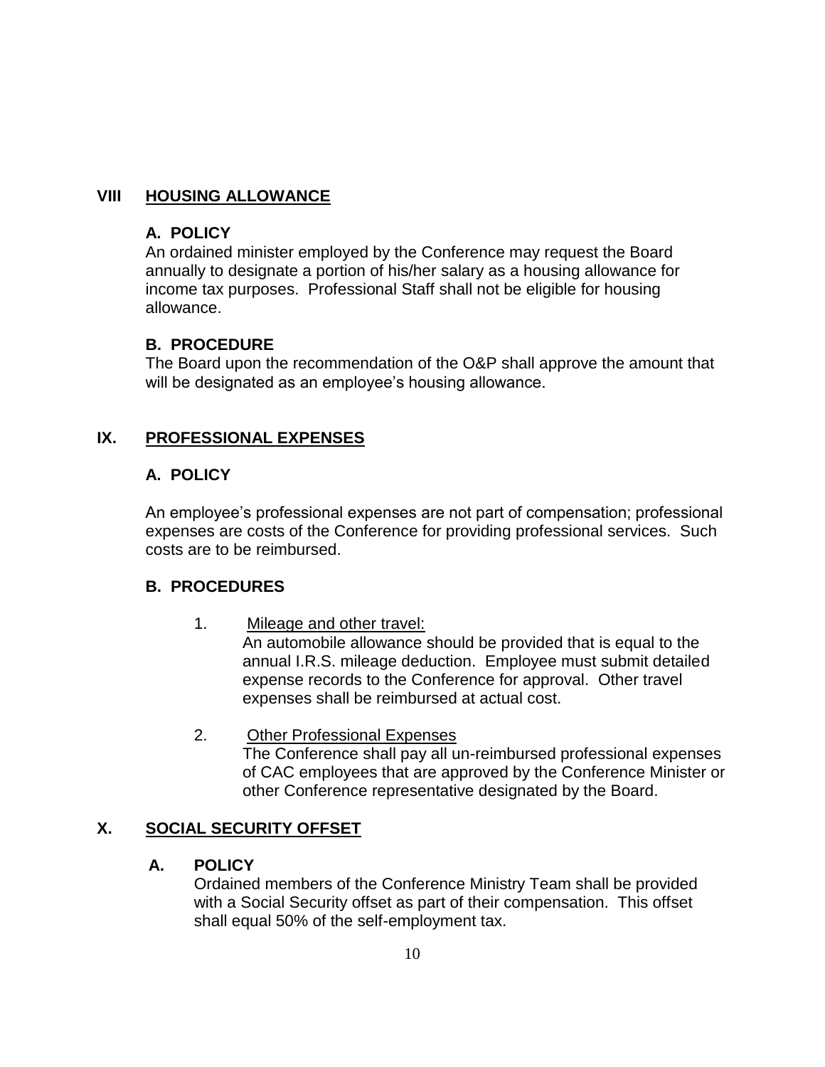## VIII HOUSING ALLOWANCE

### A. POLICY

An ordained minister employed by the Conference may request the Board annually to designate a portion of his/her salary as a housing allowance for income tax purposes. Professional Staff shall not be eligible for housing allowance.

### B. PROCEDURE

The Board upon the recommendation of the O&P shall approve the amount that will be designated as an employee's housing allowance.

## IX. PROFESSIONAL EXPENSES

### A. POLICY

An employee's professional expenses are not part of compensation; professional expenses are costs of the Conference for providing professional services. Such costs are to be reimbursed.

### B. PROCEDURES

1. Mileage and other travel:
   An automobile allowance should be provided that is equal to the annual I.R.S. mileage deduction. Employee must submit detailed expense records to the Conference for approval. Other travel expenses shall be reimbursed at actual cost.

2. Other Professional Expenses
   The Conference shall pay all un-reimbursed professional expenses of CAC employees that are approved by the Conference Minister or other Conference representative designated by the Board.

## X. SOCIAL SECURITY OFFSET

### A. POLICY

Ordained members of the Conference Ministry Team shall be provided with a Social Security offset as part of their compensation. This offset shall equal 50% of the self-employment tax.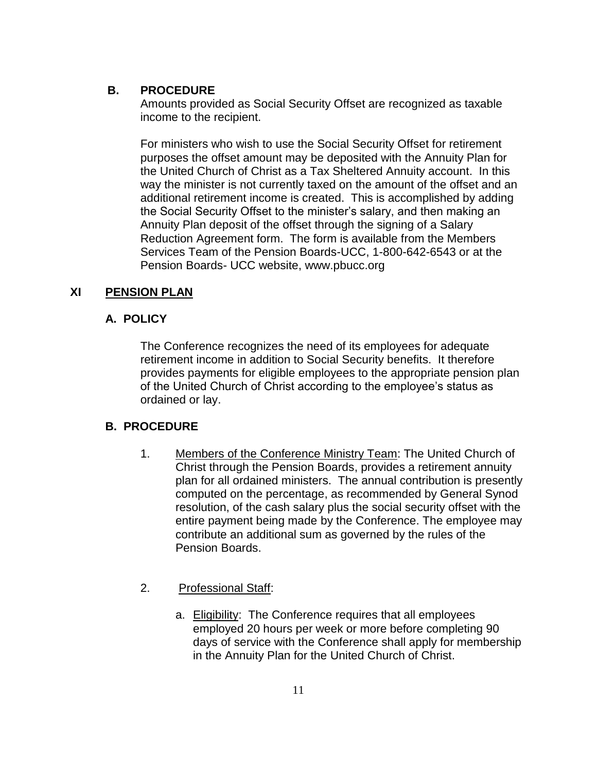### B. PROCEDURE

Amounts provided as Social Security Offset are recognized as taxable income to the recipient.

For ministers who wish to use the Social Security Offset for retirement purposes the offset amount may be deposited with the Annuity Plan for the United Church of Christ as a Tax Sheltered Annuity account. In this way the minister is not currently taxed on the amount of the offset and an additional retirement income is created. This is accomplished by adding the Social Security Offset to the minister's salary, and then making an Annuity Plan deposit of the offset through the signing of a Salary Reduction Agreement form. The form is available from the Members Services Team of the Pension Boards-UCC, 1-800-642-6543 or at the Pension Boards- UCC website, www.pbucc.org

## XI PENSION PLAN

### A. POLICY

The Conference recognizes the need of its employees for adequate retirement income in addition to Social Security benefits. It therefore provides payments for eligible employees to the appropriate pension plan of the United Church of Christ according to the employee's status as ordained or lay.

### B. PROCEDURE

1. Members of the Conference Ministry Team: The United Church of Christ through the Pension Boards, provides a retirement annuity plan for all ordained ministers. The annual contribution is presently computed on the percentage, as recommended by General Synod resolution, of the cash salary plus the social security offset with the entire payment being made by the Conference. The employee may contribute an additional sum as governed by the rules of the Pension Boards.

2. Professional Staff:

   a. Eligibility: The Conference requires that all employees employed 20 hours per week or more before completing 90 days of service with the Conference shall apply for membership in the Annuity Plan for the United Church of Christ.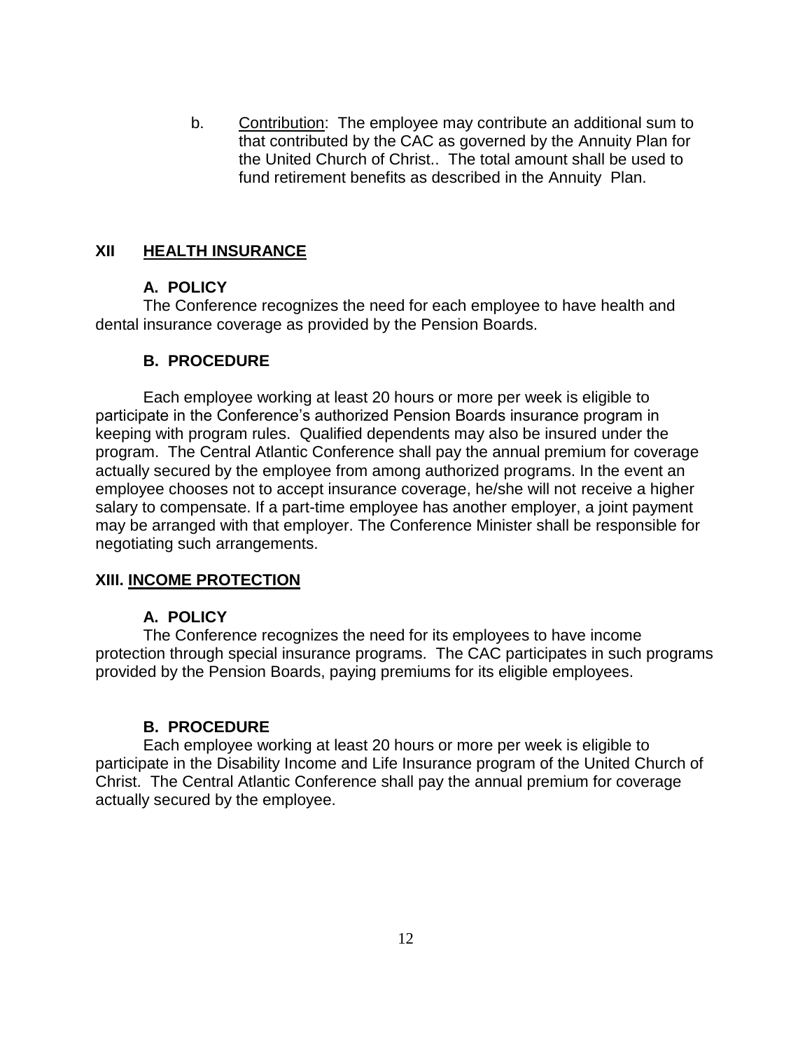b. <u>Contribution</u>: The employee may contribute an additional sum to that contributed by the CAC as governed by the Annuity Plan for the United Church of Christ.. The total amount shall be used to fund retirement benefits as described in the Annuity Plan.

## XII <u>HEALTH INSURANCE</u>

### A. POLICY

The Conference recognizes the need for each employee to have health and dental insurance coverage as provided by the Pension Boards.

### B. PROCEDURE

Each employee working at least 20 hours or more per week is eligible to participate in the Conference's authorized Pension Boards insurance program in keeping with program rules. Qualified dependents may also be insured under the program. The Central Atlantic Conference shall pay the annual premium for coverage actually secured by the employee from among authorized programs. In the event an employee chooses not to accept insurance coverage, he/she will not receive a higher salary to compensate. If a part-time employee has another employer, a joint payment may be arranged with that employer. The Conference Minister shall be responsible for negotiating such arrangements.

## XIII. <u>INCOME PROTECTION</u>

### A. POLICY

The Conference recognizes the need for its employees to have income protection through special insurance programs. The CAC participates in such programs provided by the Pension Boards, paying premiums for its eligible employees.

### B. PROCEDURE

Each employee working at least 20 hours or more per week is eligible to participate in the Disability Income and Life Insurance program of the United Church of Christ. The Central Atlantic Conference shall pay the annual premium for coverage actually secured by the employee.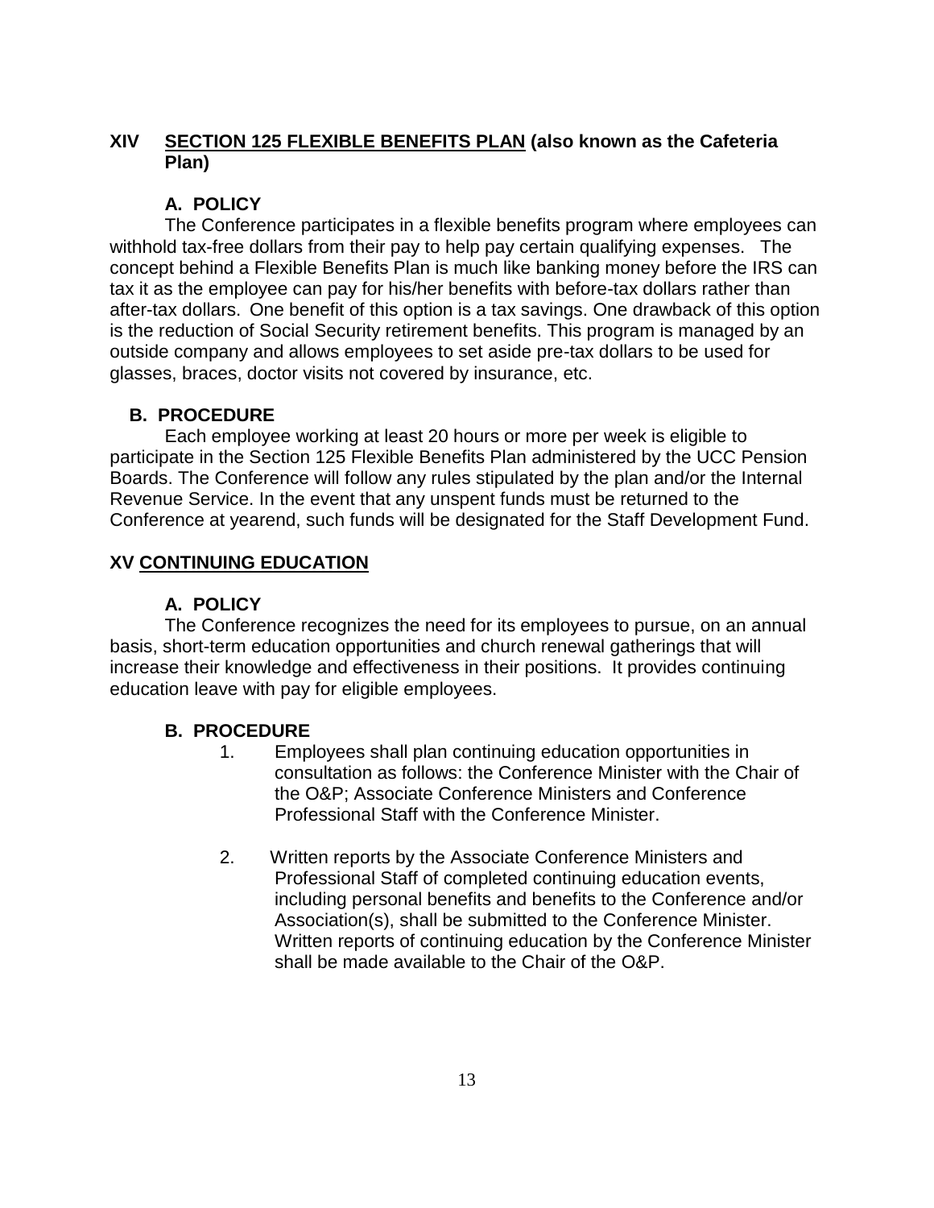## XIV SECTION 125 FLEXIBLE BENEFITS PLAN (also known as the Cafeteria Plan)

### A. POLICY

The Conference participates in a flexible benefits program where employees can withhold tax-free dollars from their pay to help pay certain qualifying expenses. The concept behind a Flexible Benefits Plan is much like banking money before the IRS can tax it as the employee can pay for his/her benefits with before-tax dollars rather than after-tax dollars. One benefit of this option is a tax savings. One drawback of this option is the reduction of Social Security retirement benefits. This program is managed by an outside company and allows employees to set aside pre-tax dollars to be used for glasses, braces, doctor visits not covered by insurance, etc.

### B. PROCEDURE

Each employee working at least 20 hours or more per week is eligible to participate in the Section 125 Flexible Benefits Plan administered by the UCC Pension Boards. The Conference will follow any rules stipulated by the plan and/or the Internal Revenue Service. In the event that any unspent funds must be returned to the Conference at yearend, such funds will be designated for the Staff Development Fund.

## XV CONTINUING EDUCATION

### A. POLICY

The Conference recognizes the need for its employees to pursue, on an annual basis, short-term education opportunities and church renewal gatherings that will increase their knowledge and effectiveness in their positions. It provides continuing education leave with pay for eligible employees.

### B. PROCEDURE

1. Employees shall plan continuing education opportunities in consultation as follows: the Conference Minister with the Chair of the O&P; Associate Conference Ministers and Conference Professional Staff with the Conference Minister.

2. Written reports by the Associate Conference Ministers and Professional Staff of completed continuing education events, including personal benefits and benefits to the Conference and/or Association(s), shall be submitted to the Conference Minister. Written reports of continuing education by the Conference Minister shall be made available to the Chair of the O&P.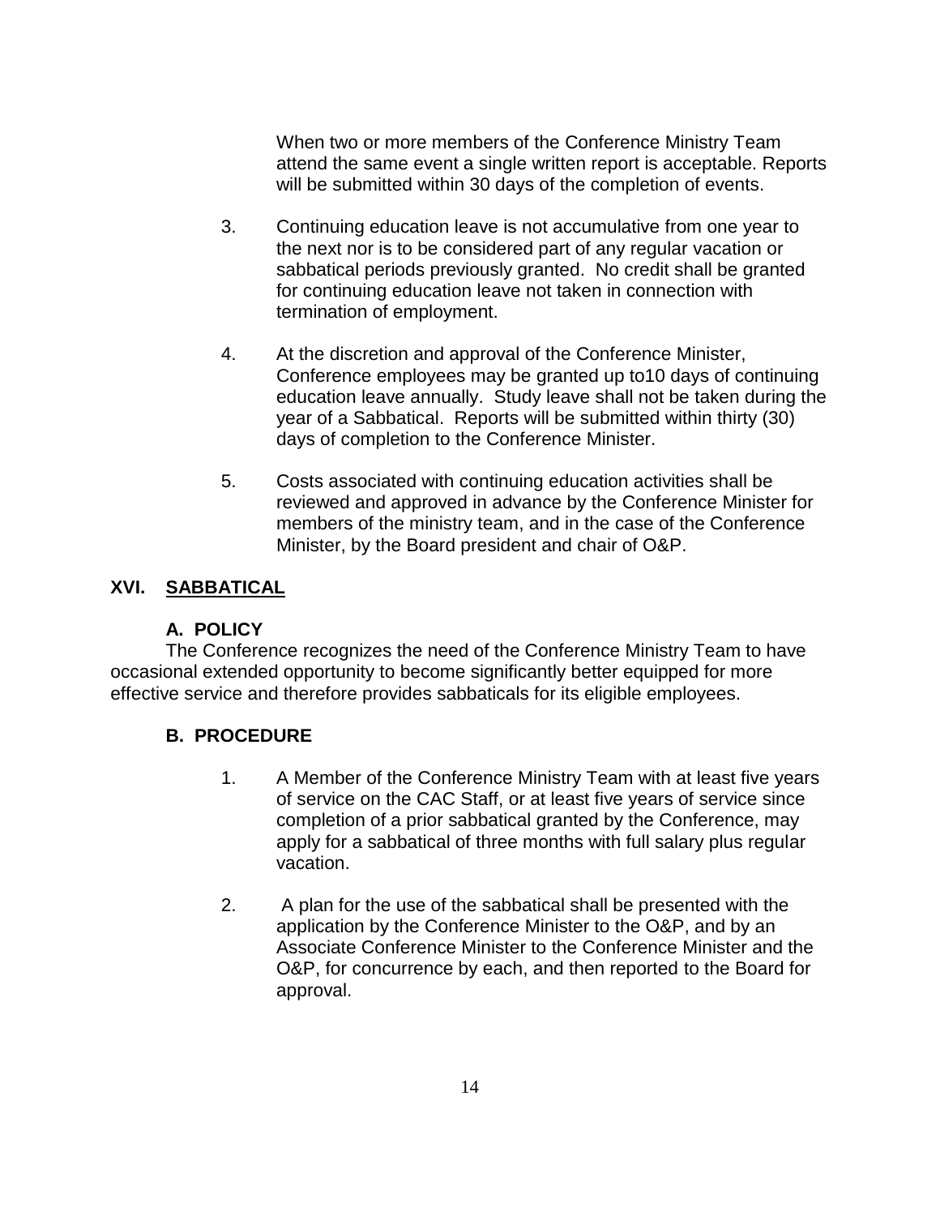When two or more members of the Conference Ministry Team attend the same event a single written report is acceptable. Reports will be submitted within 30 days of the completion of events.

3. Continuing education leave is not accumulative from one year to the next nor is to be considered part of any regular vacation or sabbatical periods previously granted. No credit shall be granted for continuing education leave not taken in connection with termination of employment.

4. At the discretion and approval of the Conference Minister, Conference employees may be granted up to10 days of continuing education leave annually. Study leave shall not be taken during the year of a Sabbatical. Reports will be submitted within thirty (30) days of completion to the Conference Minister.

5. Costs associated with continuing education activities shall be reviewed and approved in advance by the Conference Minister for members of the ministry team, and in the case of the Conference Minister, by the Board president and chair of O&P.

## XVI. SABBATICAL

### A. POLICY

The Conference recognizes the need of the Conference Ministry Team to have occasional extended opportunity to become significantly better equipped for more effective service and therefore provides sabbaticals for its eligible employees.

### B. PROCEDURE

1. A Member of the Conference Ministry Team with at least five years of service on the CAC Staff, or at least five years of service since completion of a prior sabbatical granted by the Conference, may apply for a sabbatical of three months with full salary plus regular vacation.

2. A plan for the use of the sabbatical shall be presented with the application by the Conference Minister to the O&P, and by an Associate Conference Minister to the Conference Minister and the O&P, for concurrence by each, and then reported to the Board for approval.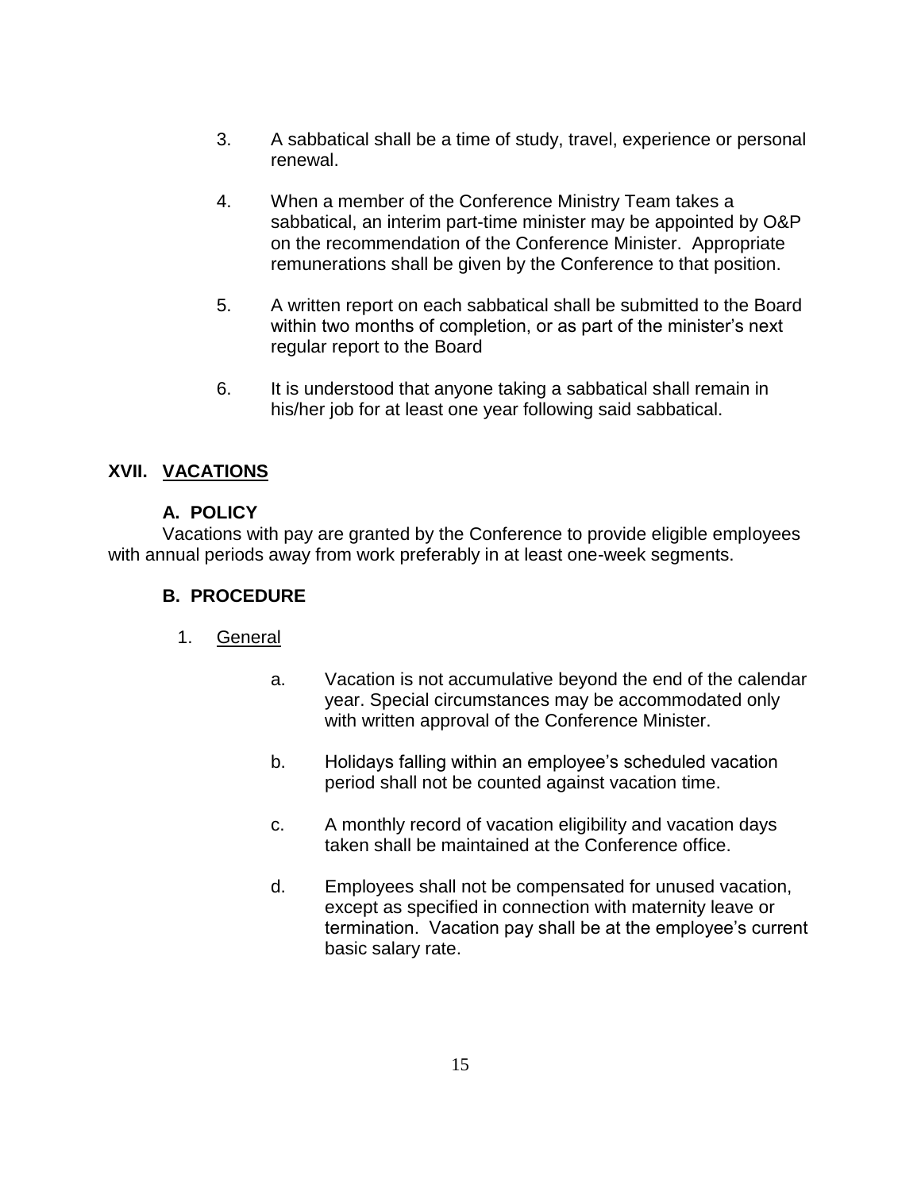3. A sabbatical shall be a time of study, travel, experience or personal renewal.

4. When a member of the Conference Ministry Team takes a sabbatical, an interim part-time minister may be appointed by O&P on the recommendation of the Conference Minister. Appropriate remunerations shall be given by the Conference to that position.

5. A written report on each sabbatical shall be submitted to the Board within two months of completion, or as part of the minister's next regular report to the Board

6. It is understood that anyone taking a sabbatical shall remain in his/her job for at least one year following said sabbatical.

## XVII. VACATIONS

### A. POLICY

Vacations with pay are granted by the Conference to provide eligible employees with annual periods away from work preferably in at least one-week segments.

### B. PROCEDURE

1. General

   a. Vacation is not accumulative beyond the end of the calendar year. Special circumstances may be accommodated only with written approval of the Conference Minister.

   b. Holidays falling within an employee's scheduled vacation period shall not be counted against vacation time.

   c. A monthly record of vacation eligibility and vacation days taken shall be maintained at the Conference office.

   d. Employees shall not be compensated for unused vacation, except as specified in connection with maternity leave or termination. Vacation pay shall be at the employee's current basic salary rate.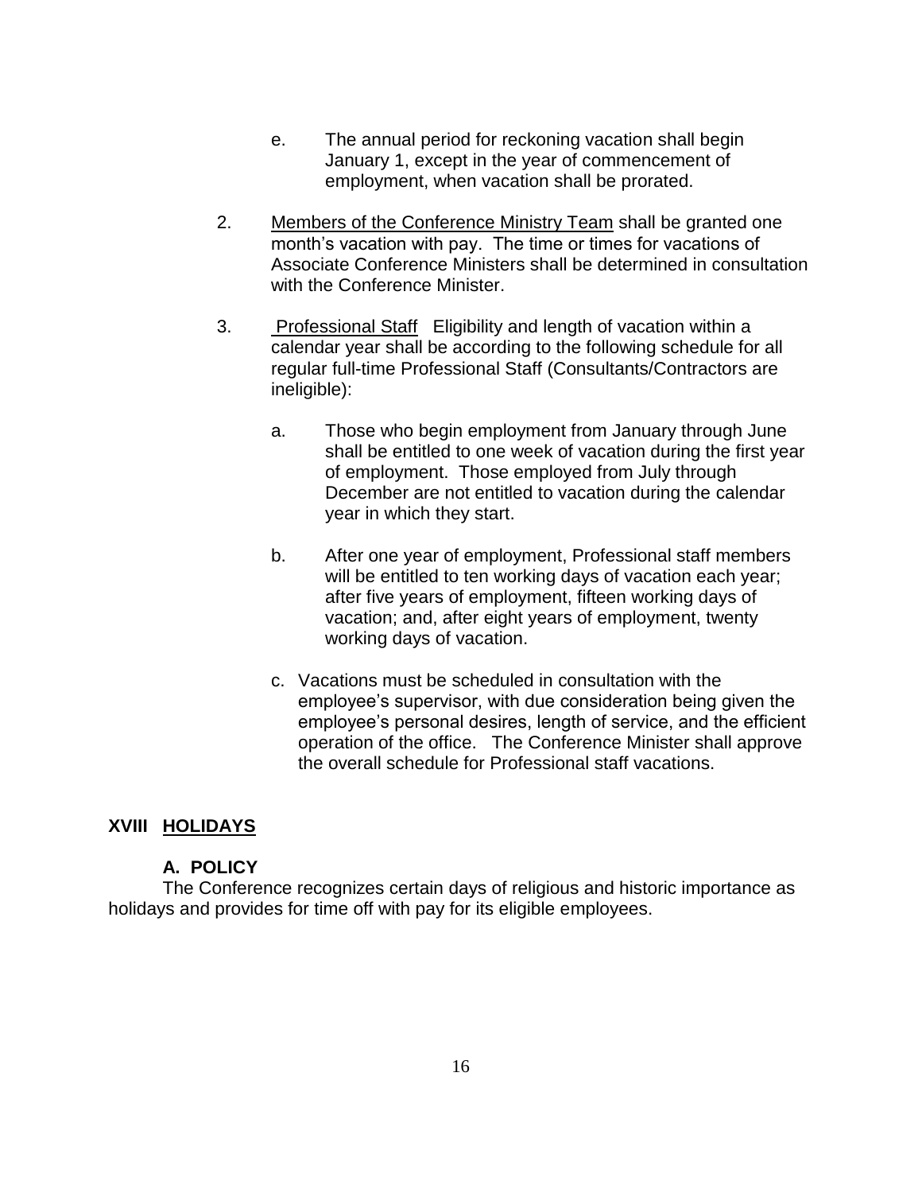e. The annual period for reckoning vacation shall begin January 1, except in the year of commencement of employment, when vacation shall be prorated.

2. Members of the Conference Ministry Team shall be granted one month's vacation with pay. The time or times for vacations of Associate Conference Ministers shall be determined in consultation with the Conference Minister.

3. Professional Staff Eligibility and length of vacation within a calendar year shall be according to the following schedule for all regular full-time Professional Staff (Consultants/Contractors are ineligible):

   a. Those who begin employment from January through June shall be entitled to one week of vacation during the first year of employment. Those employed from July through December are not entitled to vacation during the calendar year in which they start.

   b. After one year of employment, Professional staff members will be entitled to ten working days of vacation each year; after five years of employment, fifteen working days of vacation; and, after eight years of employment, twenty working days of vacation.

   c. Vacations must be scheduled in consultation with the employee's supervisor, with due consideration being given the employee's personal desires, length of service, and the efficient operation of the office. The Conference Minister shall approve the overall schedule for Professional staff vacations.

## XVIII HOLIDAYS

### A. POLICY

The Conference recognizes certain days of religious and historic importance as holidays and provides for time off with pay for its eligible employees.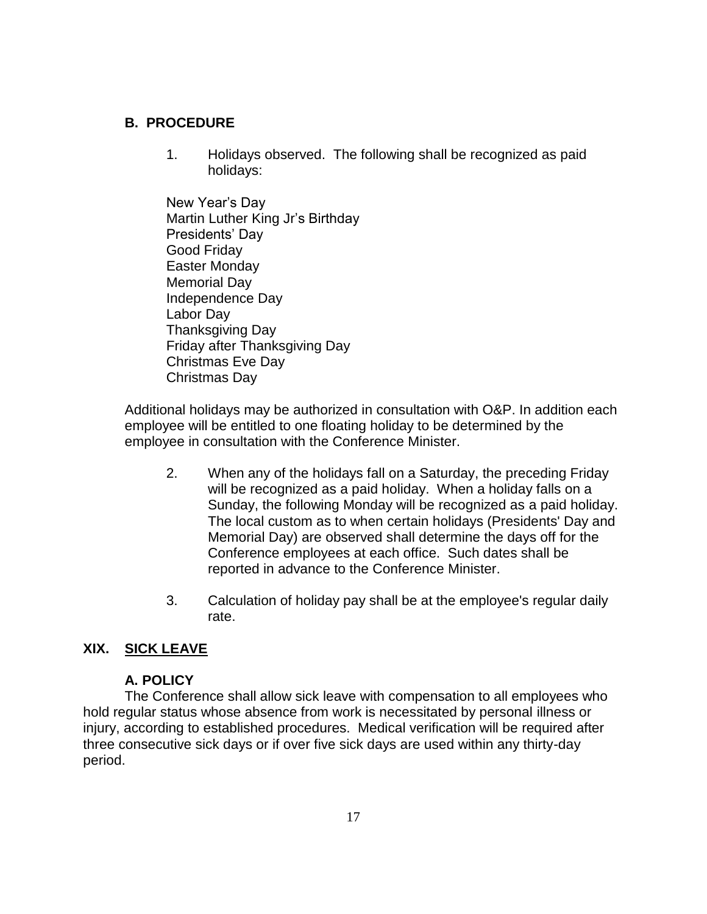### B. PROCEDURE

1. Holidays observed. The following shall be recognized as paid holidays:

New Year's Day
Martin Luther King Jr's Birthday
Presidents' Day
Good Friday
Easter Monday
Memorial Day
Independence Day
Labor Day
Thanksgiving Day
Friday after Thanksgiving Day
Christmas Eve Day
Christmas Day

Additional holidays may be authorized in consultation with O&P. In addition each employee will be entitled to one floating holiday to be determined by the employee in consultation with the Conference Minister.

2. When any of the holidays fall on a Saturday, the preceding Friday will be recognized as a paid holiday. When a holiday falls on a Sunday, the following Monday will be recognized as a paid holiday. The local custom as to when certain holidays (Presidents' Day and Memorial Day) are observed shall determine the days off for the Conference employees at each office. Such dates shall be reported in advance to the Conference Minister.

3. Calculation of holiday pay shall be at the employee's regular daily rate.

## XIX. SICK LEAVE

### A. POLICY

The Conference shall allow sick leave with compensation to all employees who hold regular status whose absence from work is necessitated by personal illness or injury, according to established procedures. Medical verification will be required after three consecutive sick days or if over five sick days are used within any thirty-day period.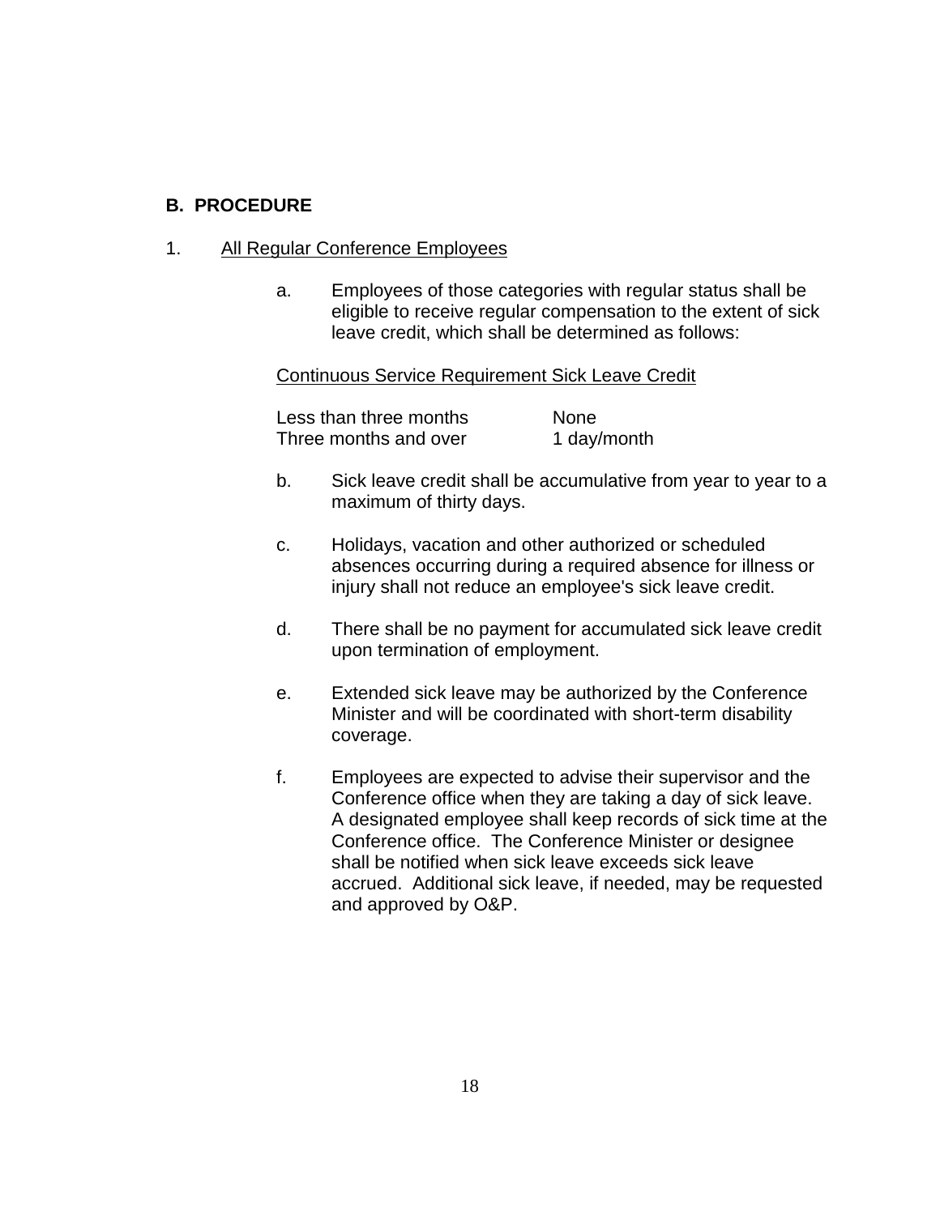**B. PROCEDURE**

1. All Regular Conference Employees

   a. Employees of those categories with regular status shall be eligible to receive regular compensation to the extent of sick leave credit, which shall be determined as follows:

   | Continuous Service Requirement | Sick Leave Credit |
   | --- | --- |
   | Less than three months | None |
   | Three months and over | 1 day/month |

   b. Sick leave credit shall be accumulative from year to year to a maximum of thirty days.

   c. Holidays, vacation and other authorized or scheduled absences occurring during a required absence for illness or injury shall not reduce an employee's sick leave credit.

   d. There shall be no payment for accumulated sick leave credit upon termination of employment.

   e. Extended sick leave may be authorized by the Conference Minister and will be coordinated with short-term disability coverage.

   f. Employees are expected to advise their supervisor and the Conference office when they are taking a day of sick leave. A designated employee shall keep records of sick time at the Conference office. The Conference Minister or designee shall be notified when sick leave exceeds sick leave accrued. Additional sick leave, if needed, may be requested and approved by O&P.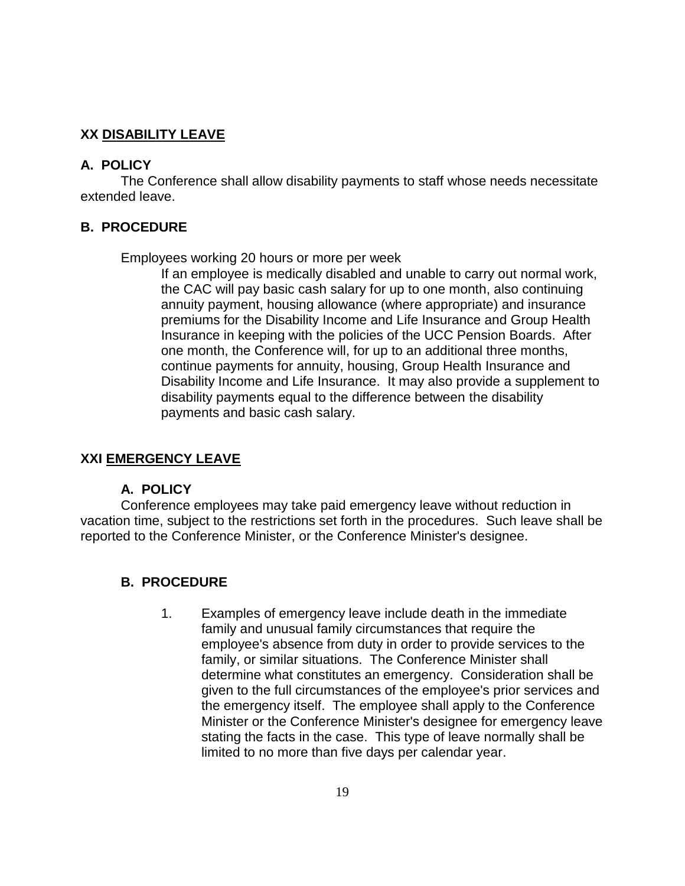## XX DISABILITY LEAVE

### A. POLICY

The Conference shall allow disability payments to staff whose needs necessitate extended leave.

### B. PROCEDURE

Employees working 20 hours or more per week

If an employee is medically disabled and unable to carry out normal work, the CAC will pay basic cash salary for up to one month, also continuing annuity payment, housing allowance (where appropriate) and insurance premiums for the Disability Income and Life Insurance and Group Health Insurance in keeping with the policies of the UCC Pension Boards. After one month, the Conference will, for up to an additional three months, continue payments for annuity, housing, Group Health Insurance and Disability Income and Life Insurance. It may also provide a supplement to disability payments equal to the difference between the disability payments and basic cash salary.

## XXI EMERGENCY LEAVE

### A. POLICY

Conference employees may take paid emergency leave without reduction in vacation time, subject to the restrictions set forth in the procedures. Such leave shall be reported to the Conference Minister, or the Conference Minister's designee.

### B. PROCEDURE

1. Examples of emergency leave include death in the immediate family and unusual family circumstances that require the employee's absence from duty in order to provide services to the family, or similar situations. The Conference Minister shall determine what constitutes an emergency. Consideration shall be given to the full circumstances of the employee's prior services and the emergency itself. The employee shall apply to the Conference Minister or the Conference Minister's designee for emergency leave stating the facts in the case. This type of leave normally shall be limited to no more than five days per calendar year.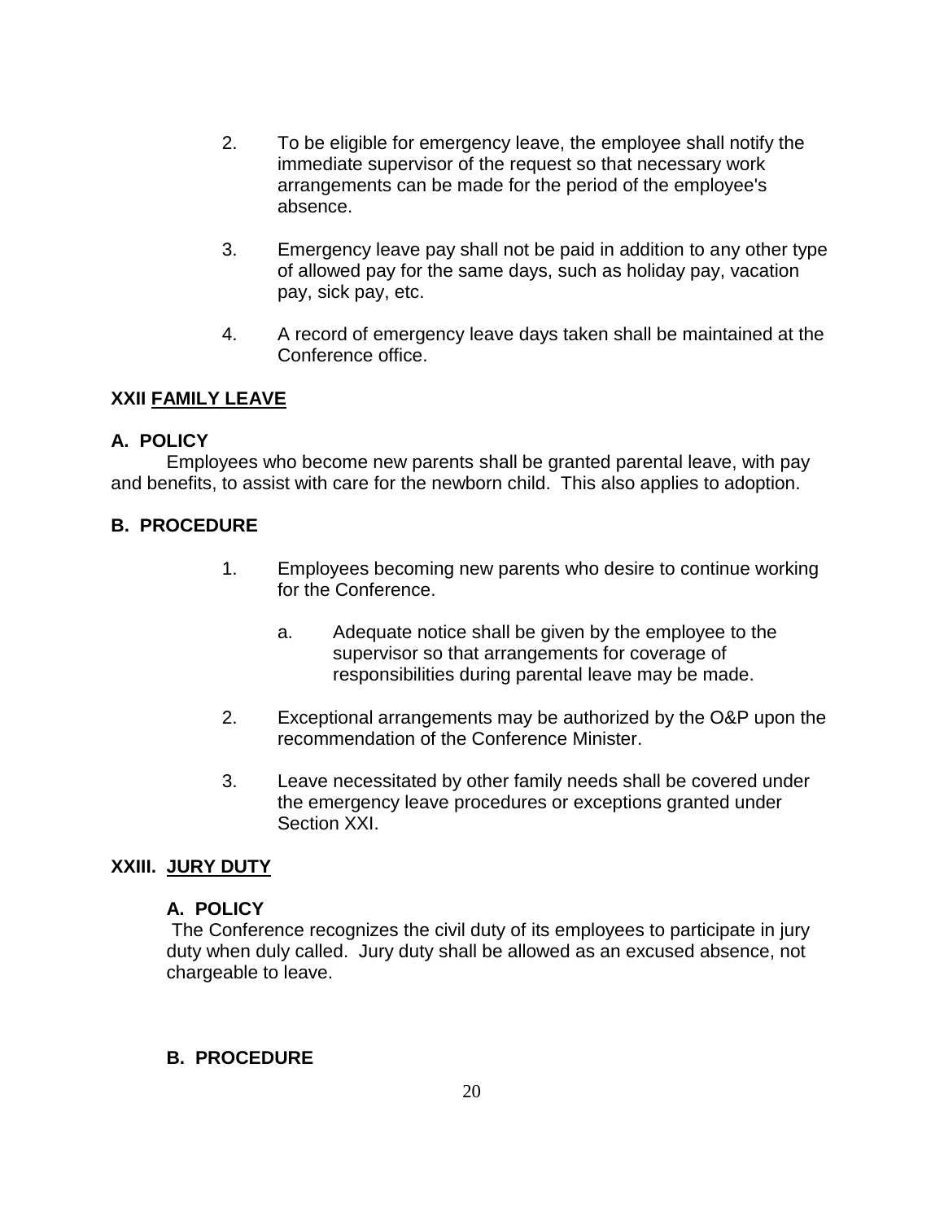2. To be eligible for emergency leave, the employee shall notify the immediate supervisor of the request so that necessary work arrangements can be made for the period of the employee's absence.

3. Emergency leave pay shall not be paid in addition to any other type of allowed pay for the same days, such as holiday pay, vacation pay, sick pay, etc.

4. A record of emergency leave days taken shall be maintained at the Conference office.

## XXII FAMILY LEAVE

### A. POLICY

Employees who become new parents shall be granted parental leave, with pay and benefits, to assist with care for the newborn child. This also applies to adoption.

### B. PROCEDURE

1. Employees becoming new parents who desire to continue working for the Conference.

   a. Adequate notice shall be given by the employee to the supervisor so that arrangements for coverage of responsibilities during parental leave may be made.

2. Exceptional arrangements may be authorized by the O&P upon the recommendation of the Conference Minister.

3. Leave necessitated by other family needs shall be covered under the emergency leave procedures or exceptions granted under Section XXI.

## XXIII. JURY DUTY

### A. POLICY

The Conference recognizes the civil duty of its employees to participate in jury duty when duly called. Jury duty shall be allowed as an excused absence, not chargeable to leave.

### B. PROCEDURE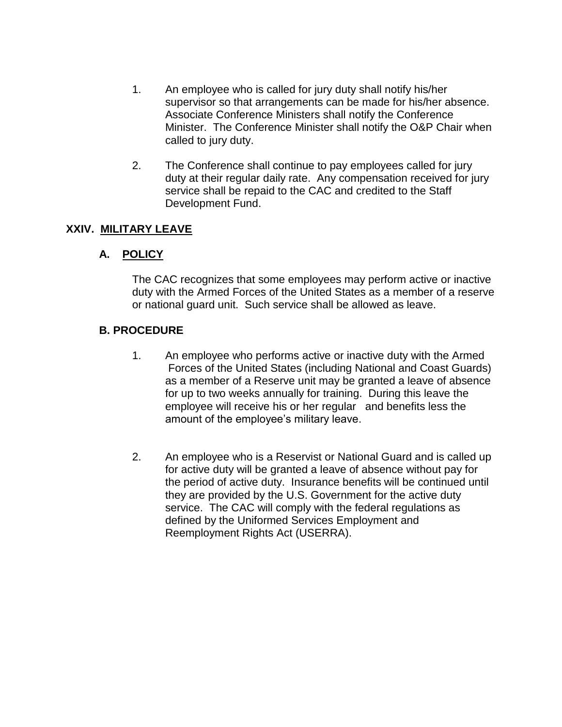1. An employee who is called for jury duty shall notify his/her supervisor so that arrangements can be made for his/her absence. Associate Conference Ministers shall notify the Conference Minister. The Conference Minister shall notify the O&P Chair when called to jury duty.

2. The Conference shall continue to pay employees called for jury duty at their regular daily rate. Any compensation received for jury service shall be repaid to the CAC and credited to the Staff Development Fund.

## XXIV. MILITARY LEAVE

### A. POLICY

The CAC recognizes that some employees may perform active or inactive duty with the Armed Forces of the United States as a member of a reserve or national guard unit. Such service shall be allowed as leave.

### B. PROCEDURE

1. An employee who performs active or inactive duty with the Armed Forces of the United States (including National and Coast Guards) as a member of a Reserve unit may be granted a leave of absence for up to two weeks annually for training. During this leave the employee will receive his or her regular and benefits less the amount of the employee's military leave.

2. An employee who is a Reservist or National Guard and is called up for active duty will be granted a leave of absence without pay for the period of active duty. Insurance benefits will be continued until they are provided by the U.S. Government for the active duty service. The CAC will comply with the federal regulations as defined by the Uniformed Services Employment and Reemployment Rights Act (USERRA).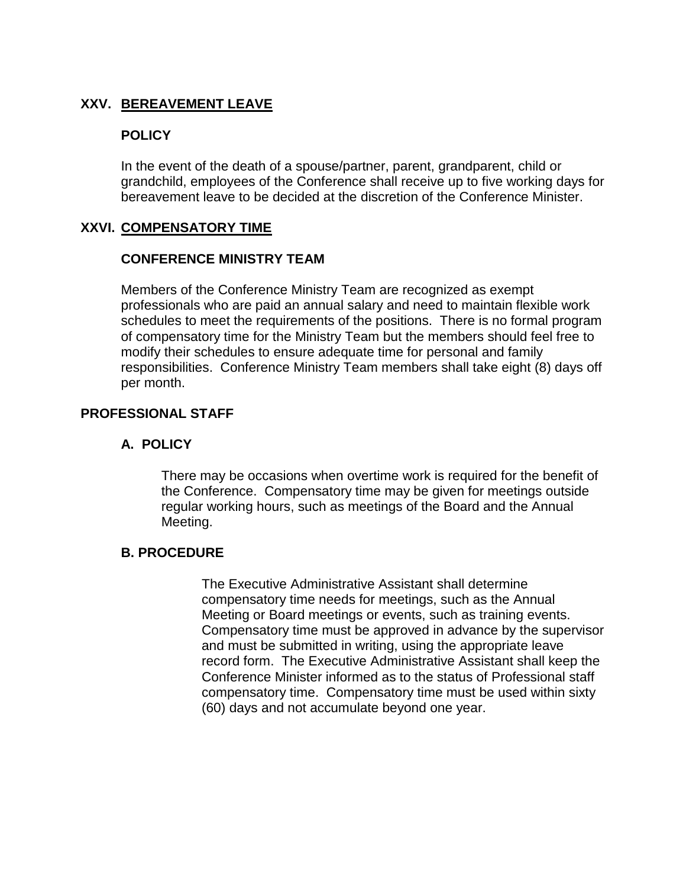## XXV. BEREAVEMENT LEAVE

### POLICY

In the event of the death of a spouse/partner, parent, grandparent, child or grandchild, employees of the Conference shall receive up to five working days for bereavement leave to be decided at the discretion of the Conference Minister.

## XXVI. COMPENSATORY TIME

### CONFERENCE MINISTRY TEAM

Members of the Conference Ministry Team are recognized as exempt professionals who are paid an annual salary and need to maintain flexible work schedules to meet the requirements of the positions. There is no formal program of compensatory time for the Ministry Team but the members should feel free to modify their schedules to ensure adequate time for personal and family responsibilities. Conference Ministry Team members shall take eight (8) days off per month.

### PROFESSIONAL STAFF

#### A. POLICY

There may be occasions when overtime work is required for the benefit of the Conference. Compensatory time may be given for meetings outside regular working hours, such as meetings of the Board and the Annual Meeting.

#### B. PROCEDURE

The Executive Administrative Assistant shall determine compensatory time needs for meetings, such as the Annual Meeting or Board meetings or events, such as training events. Compensatory time must be approved in advance by the supervisor and must be submitted in writing, using the appropriate leave record form. The Executive Administrative Assistant shall keep the Conference Minister informed as to the status of Professional staff compensatory time. Compensatory time must be used within sixty (60) days and not accumulate beyond one year.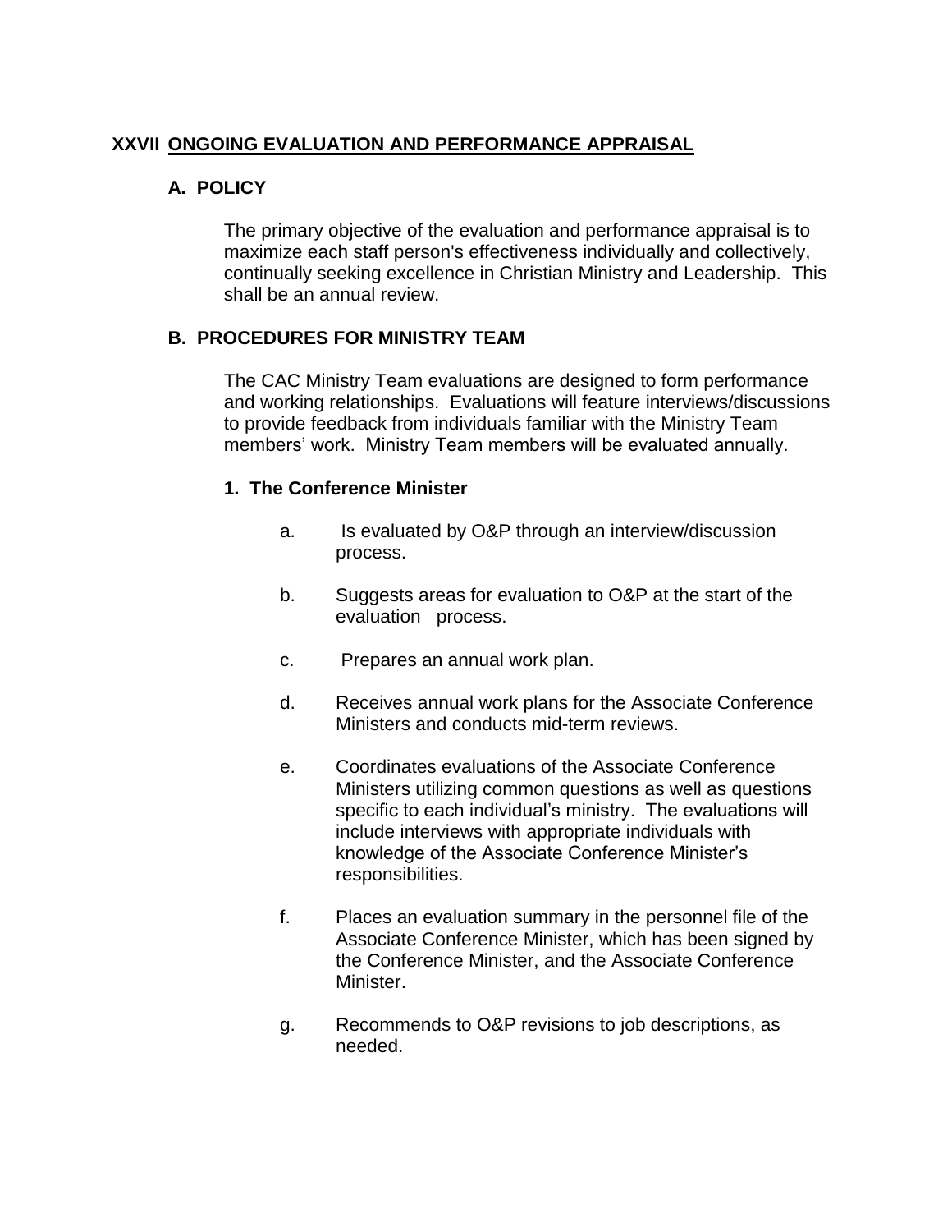## XXVII ONGOING EVALUATION AND PERFORMANCE APPRAISAL

### A. POLICY

The primary objective of the evaluation and performance appraisal is to maximize each staff person's effectiveness individually and collectively, continually seeking excellence in Christian Ministry and Leadership. This shall be an annual review.

### B. PROCEDURES FOR MINISTRY TEAM

The CAC Ministry Team evaluations are designed to form performance and working relationships. Evaluations will feature interviews/discussions to provide feedback from individuals familiar with the Ministry Team members' work. Ministry Team members will be evaluated annually.

**1. The Conference Minister**

a. Is evaluated by O&P through an interview/discussion process.

b. Suggests areas for evaluation to O&P at the start of the evaluation process.

c. Prepares an annual work plan.

d. Receives annual work plans for the Associate Conference Ministers and conducts mid-term reviews.

e. Coordinates evaluations of the Associate Conference Ministers utilizing common questions as well as questions specific to each individual's ministry. The evaluations will include interviews with appropriate individuals with knowledge of the Associate Conference Minister's responsibilities.

f. Places an evaluation summary in the personnel file of the Associate Conference Minister, which has been signed by the Conference Minister, and the Associate Conference Minister.

g. Recommends to O&P revisions to job descriptions, as needed.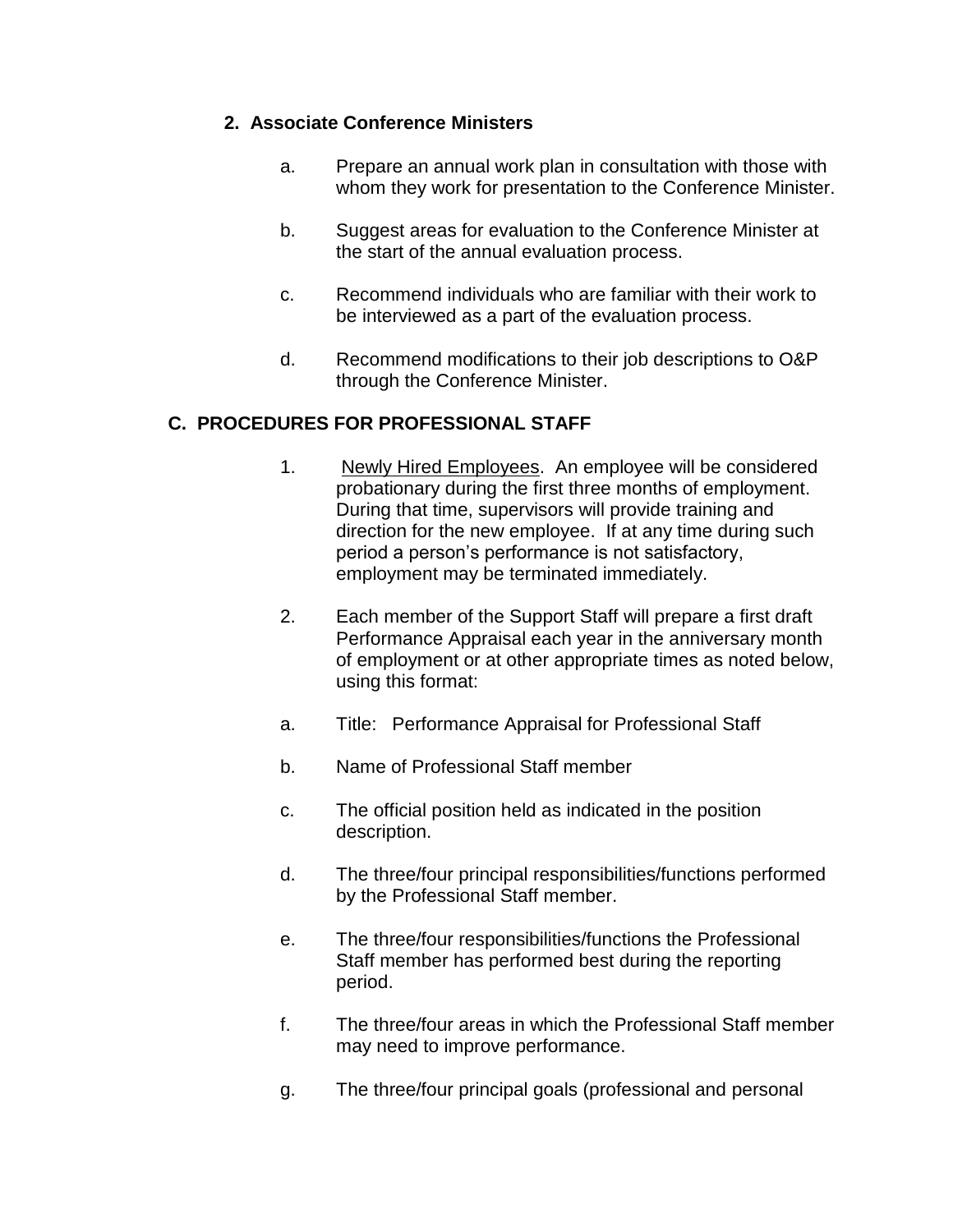**2. Associate Conference Ministers**

a. Prepare an annual work plan in consultation with those with whom they work for presentation to the Conference Minister.

b. Suggest areas for evaluation to the Conference Minister at the start of the annual evaluation process.

c. Recommend individuals who are familiar with their work to be interviewed as a part of the evaluation process.

d. Recommend modifications to their job descriptions to O&P through the Conference Minister.

## C. PROCEDURES FOR PROFESSIONAL STAFF

1. Newly Hired Employees. An employee will be considered probationary during the first three months of employment. During that time, supervisors will provide training and direction for the new employee. If at any time during such period a person's performance is not satisfactory, employment may be terminated immediately.

2. Each member of the Support Staff will prepare a first draft Performance Appraisal each year in the anniversary month of employment or at other appropriate times as noted below, using this format:

a. Title: Performance Appraisal for Professional Staff

b. Name of Professional Staff member

c. The official position held as indicated in the position description.

d. The three/four principal responsibilities/functions performed by the Professional Staff member.

e. The three/four responsibilities/functions the Professional Staff member has performed best during the reporting period.

f. The three/four areas in which the Professional Staff member may need to improve performance.

g. The three/four principal goals (professional and personal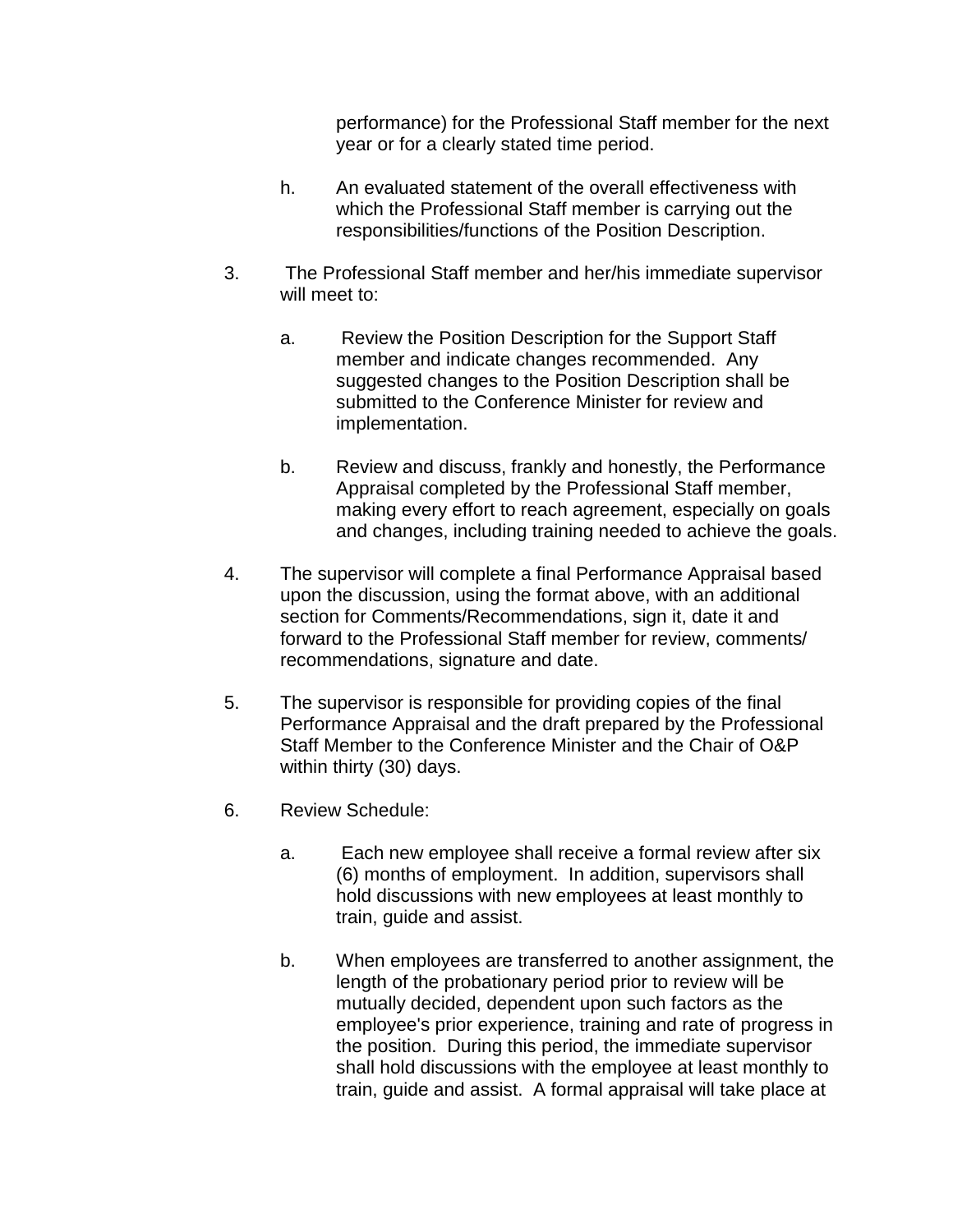performance) for the Professional Staff member for the next year or for a clearly stated time period.

h. An evaluated statement of the overall effectiveness with which the Professional Staff member is carrying out the responsibilities/functions of the Position Description.

3. The Professional Staff member and her/his immediate supervisor will meet to:

   a. Review the Position Description for the Support Staff member and indicate changes recommended. Any suggested changes to the Position Description shall be submitted to the Conference Minister for review and implementation.

   b. Review and discuss, frankly and honestly, the Performance Appraisal completed by the Professional Staff member, making every effort to reach agreement, especially on goals and changes, including training needed to achieve the goals.

4. The supervisor will complete a final Performance Appraisal based upon the discussion, using the format above, with an additional section for Comments/Recommendations, sign it, date it and forward to the Professional Staff member for review, comments/ recommendations, signature and date.

5. The supervisor is responsible for providing copies of the final Performance Appraisal and the draft prepared by the Professional Staff Member to the Conference Minister and the Chair of O&P within thirty (30) days.

6. Review Schedule:

   a. Each new employee shall receive a formal review after six (6) months of employment. In addition, supervisors shall hold discussions with new employees at least monthly to train, guide and assist.

   b. When employees are transferred to another assignment, the length of the probationary period prior to review will be mutually decided, dependent upon such factors as the employee's prior experience, training and rate of progress in the position. During this period, the immediate supervisor shall hold discussions with the employee at least monthly to train, guide and assist. A formal appraisal will take place at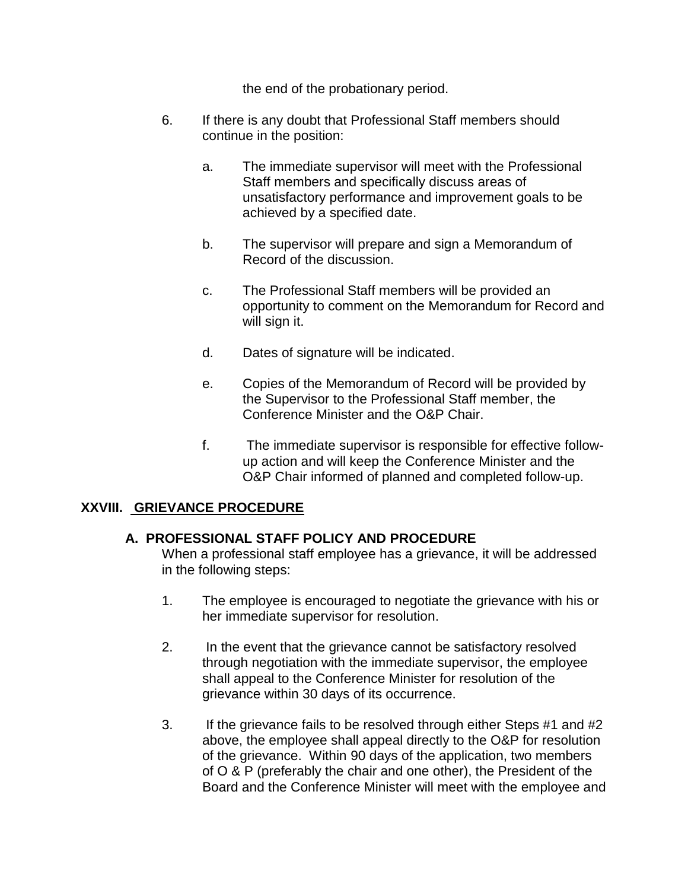the end of the probationary period.

6. If there is any doubt that Professional Staff members should continue in the position:

   a. The immediate supervisor will meet with the Professional Staff members and specifically discuss areas of unsatisfactory performance and improvement goals to be achieved by a specified date.

   b. The supervisor will prepare and sign a Memorandum of Record of the discussion.

   c. The Professional Staff members will be provided an opportunity to comment on the Memorandum for Record and will sign it.

   d. Dates of signature will be indicated.

   e. Copies of the Memorandum of Record will be provided by the Supervisor to the Professional Staff member, the Conference Minister and the O&P Chair.

   f. The immediate supervisor is responsible for effective follow-up action and will keep the Conference Minister and the O&P Chair informed of planned and completed follow-up.

## XXVIII. GRIEVANCE PROCEDURE

### A. PROFESSIONAL STAFF POLICY AND PROCEDURE

When a professional staff employee has a grievance, it will be addressed in the following steps:

1. The employee is encouraged to negotiate the grievance with his or her immediate supervisor for resolution.

2. In the event that the grievance cannot be satisfactory resolved through negotiation with the immediate supervisor, the employee shall appeal to the Conference Minister for resolution of the grievance within 30 days of its occurrence.

3. If the grievance fails to be resolved through either Steps #1 and #2 above, the employee shall appeal directly to the O&P for resolution of the grievance. Within 90 days of the application, two members of O & P (preferably the chair and one other), the President of the Board and the Conference Minister will meet with the employee and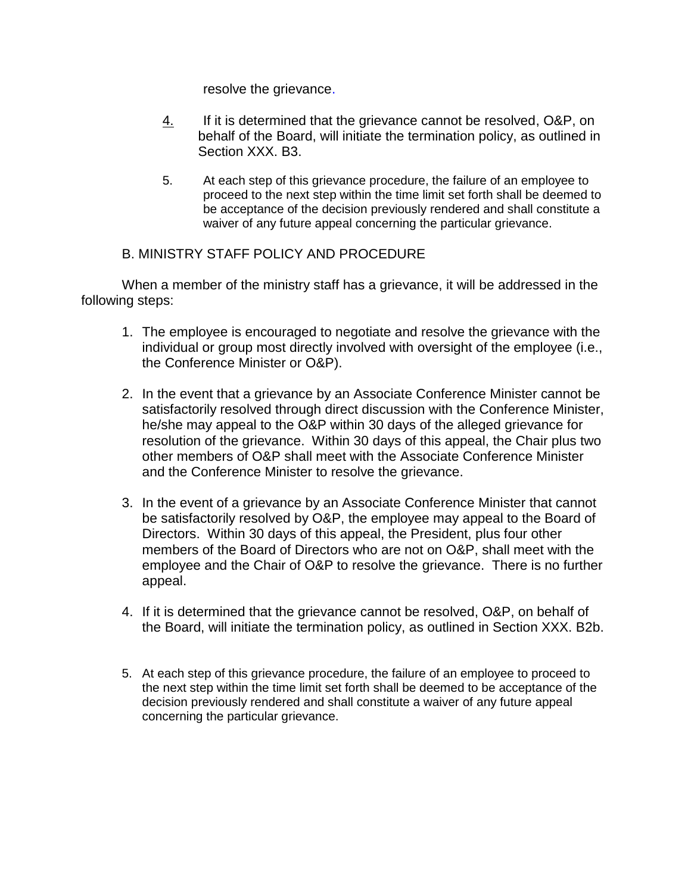resolve the grievance.

4. If it is determined that the grievance cannot be resolved, O&P, on behalf of the Board, will initiate the termination policy, as outlined in Section XXX. B3.

5. At each step of this grievance procedure, the failure of an employee to proceed to the next step within the time limit set forth shall be deemed to be acceptance of the decision previously rendered and shall constitute a waiver of any future appeal concerning the particular grievance.

B. MINISTRY STAFF POLICY AND PROCEDURE

When a member of the ministry staff has a grievance, it will be addressed in the following steps:

1. The employee is encouraged to negotiate and resolve the grievance with the individual or group most directly involved with oversight of the employee (i.e., the Conference Minister or O&P).

2. In the event that a grievance by an Associate Conference Minister cannot be satisfactorily resolved through direct discussion with the Conference Minister, he/she may appeal to the O&P within 30 days of the alleged grievance for resolution of the grievance. Within 30 days of this appeal, the Chair plus two other members of O&P shall meet with the Associate Conference Minister and the Conference Minister to resolve the grievance.

3. In the event of a grievance by an Associate Conference Minister that cannot be satisfactorily resolved by O&P, the employee may appeal to the Board of Directors. Within 30 days of this appeal, the President, plus four other members of the Board of Directors who are not on O&P, shall meet with the employee and the Chair of O&P to resolve the grievance. There is no further appeal.

4. If it is determined that the grievance cannot be resolved, O&P, on behalf of the Board, will initiate the termination policy, as outlined in Section XXX. B2b.

5. At each step of this grievance procedure, the failure of an employee to proceed to the next step within the time limit set forth shall be deemed to be acceptance of the decision previously rendered and shall constitute a waiver of any future appeal concerning the particular grievance.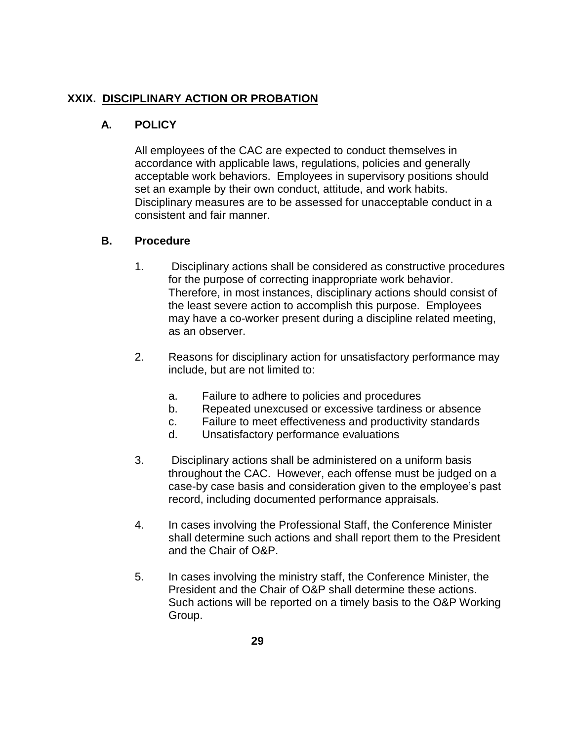## XXIX. DISCIPLINARY ACTION OR PROBATION

### A. POLICY

All employees of the CAC are expected to conduct themselves in accordance with applicable laws, regulations, policies and generally acceptable work behaviors. Employees in supervisory positions should set an example by their own conduct, attitude, and work habits. Disciplinary measures are to be assessed for unacceptable conduct in a consistent and fair manner.

### B. Procedure

1. Disciplinary actions shall be considered as constructive procedures for the purpose of correcting inappropriate work behavior. Therefore, in most instances, disciplinary actions should consist of the least severe action to accomplish this purpose. Employees may have a co-worker present during a discipline related meeting, as an observer.

2. Reasons for disciplinary action for unsatisfactory performance may include, but are not limited to:

   a. Failure to adhere to policies and procedures
   b. Repeated unexcused or excessive tardiness or absence
   c. Failure to meet effectiveness and productivity standards
   d. Unsatisfactory performance evaluations

3. Disciplinary actions shall be administered on a uniform basis throughout the CAC. However, each offense must be judged on a case-by case basis and consideration given to the employee's past record, including documented performance appraisals.

4. In cases involving the Professional Staff, the Conference Minister shall determine such actions and shall report them to the President and the Chair of O&P.

5. In cases involving the ministry staff, the Conference Minister, the President and the Chair of O&P shall determine these actions. Such actions will be reported on a timely basis to the O&P Working Group.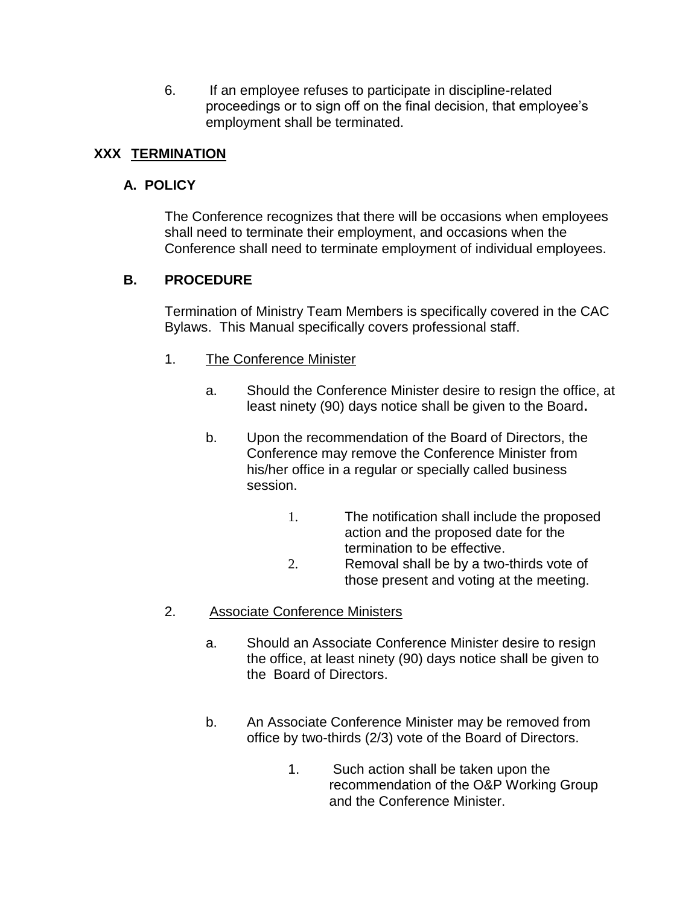6. If an employee refuses to participate in discipline-related proceedings or to sign off on the final decision, that employee's employment shall be terminated.

## XXX TERMINATION

### A. POLICY

The Conference recognizes that there will be occasions when employees shall need to terminate their employment, and occasions when the Conference shall need to terminate employment of individual employees.

### B. PROCEDURE

Termination of Ministry Team Members is specifically covered in the CAC Bylaws. This Manual specifically covers professional staff.

1. The Conference Minister

   a. Should the Conference Minister desire to resign the office, at least ninety (90) days notice shall be given to the Board**.**

   b. Upon the recommendation of the Board of Directors, the Conference may remove the Conference Minister from his/her office in a regular or specially called business session.

      1. The notification shall include the proposed action and the proposed date for the termination to be effective.
      2. Removal shall be by a two-thirds vote of those present and voting at the meeting.

2. Associate Conference Ministers

   a. Should an Associate Conference Minister desire to resign the office, at least ninety (90) days notice shall be given to the Board of Directors.

   b. An Associate Conference Minister may be removed from office by two-thirds (2/3) vote of the Board of Directors.

      1. Such action shall be taken upon the recommendation of the O&P Working Group and the Conference Minister.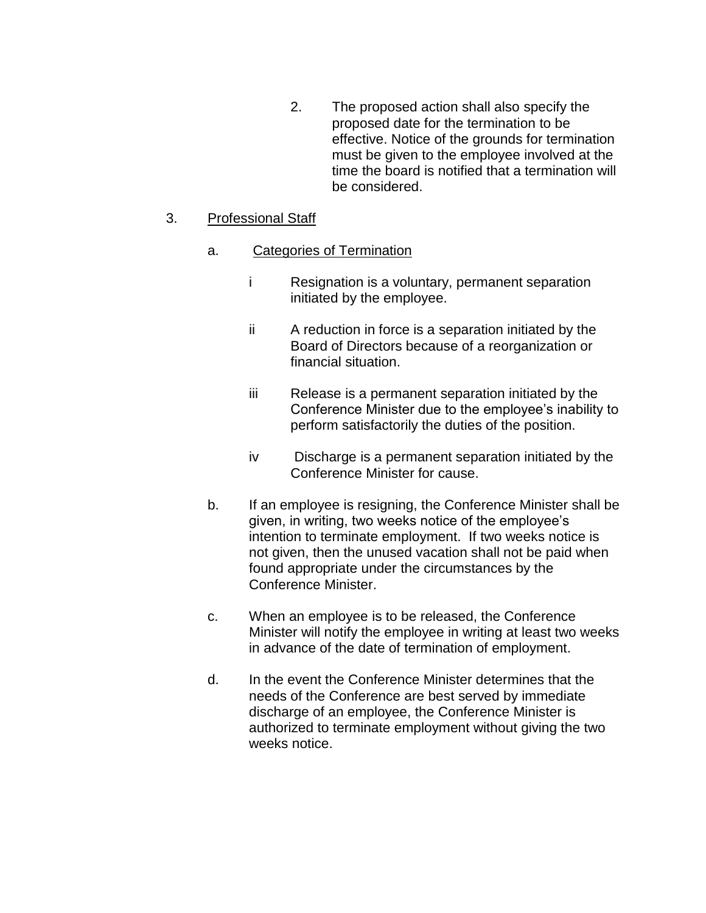2. The proposed action shall also specify the proposed date for the termination to be effective. Notice of the grounds for termination must be given to the employee involved at the time the board is notified that a termination will be considered.

3. Professional Staff

   a. Categories of Termination

      i Resignation is a voluntary, permanent separation initiated by the employee.

      ii A reduction in force is a separation initiated by the Board of Directors because of a reorganization or financial situation.

      iii Release is a permanent separation initiated by the Conference Minister due to the employee's inability to perform satisfactorily the duties of the position.

      iv Discharge is a permanent separation initiated by the Conference Minister for cause.

   b. If an employee is resigning, the Conference Minister shall be given, in writing, two weeks notice of the employee's intention to terminate employment. If two weeks notice is not given, then the unused vacation shall not be paid when found appropriate under the circumstances by the Conference Minister.

   c. When an employee is to be released, the Conference Minister will notify the employee in writing at least two weeks in advance of the date of termination of employment.

   d. In the event the Conference Minister determines that the needs of the Conference are best served by immediate discharge of an employee, the Conference Minister is authorized to terminate employment without giving the two weeks notice.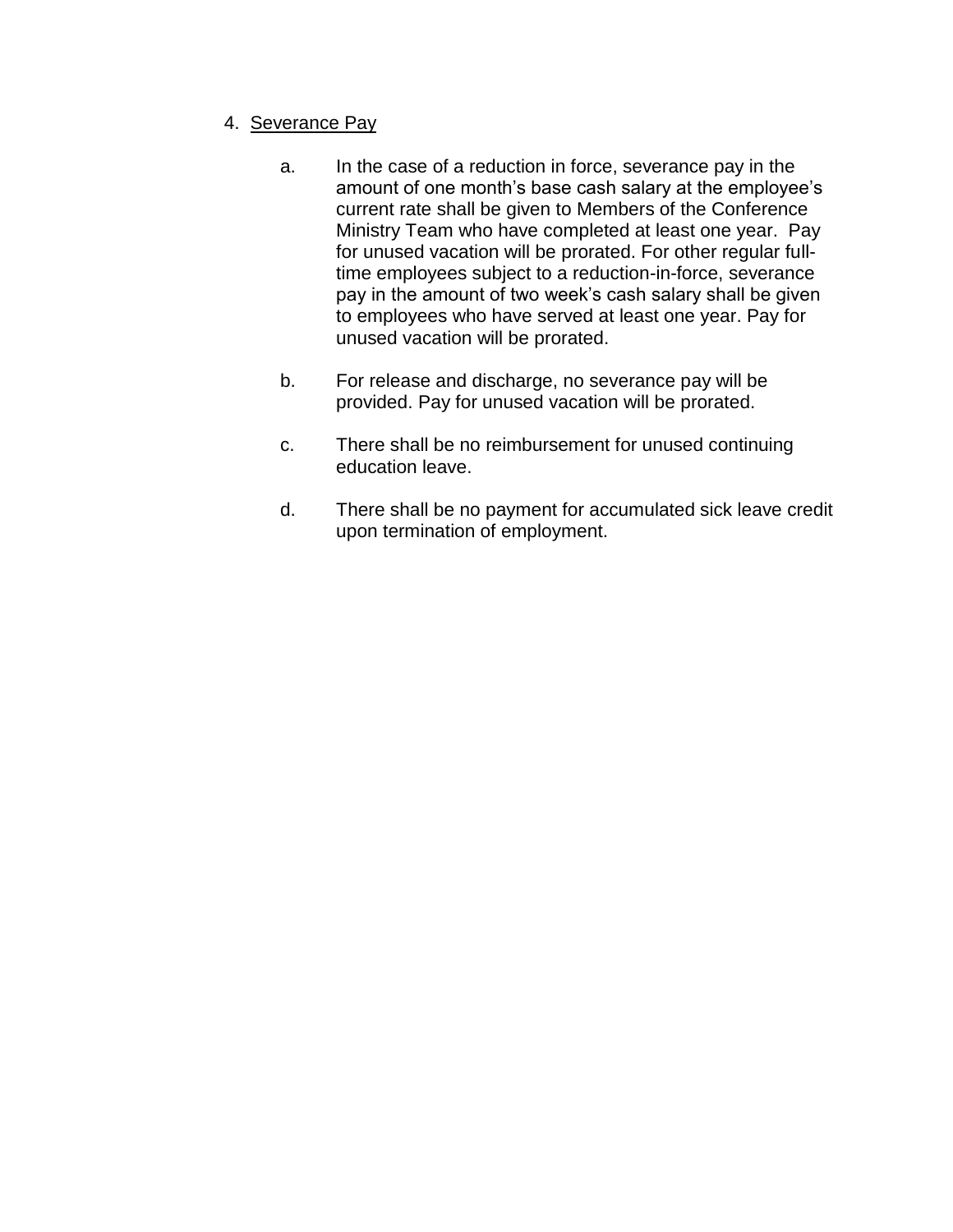4. <u>Severance Pay</u>

    a. In the case of a reduction in force, severance pay in the amount of one month's base cash salary at the employee's current rate shall be given to Members of the Conference Ministry Team who have completed at least one year. Pay for unused vacation will be prorated. For other regular full-time employees subject to a reduction-in-force, severance pay in the amount of two week's cash salary shall be given to employees who have served at least one year. Pay for unused vacation will be prorated.

    b. For release and discharge, no severance pay will be provided. Pay for unused vacation will be prorated.

    c. There shall be no reimbursement for unused continuing education leave.

    d. There shall be no payment for accumulated sick leave credit upon termination of employment.